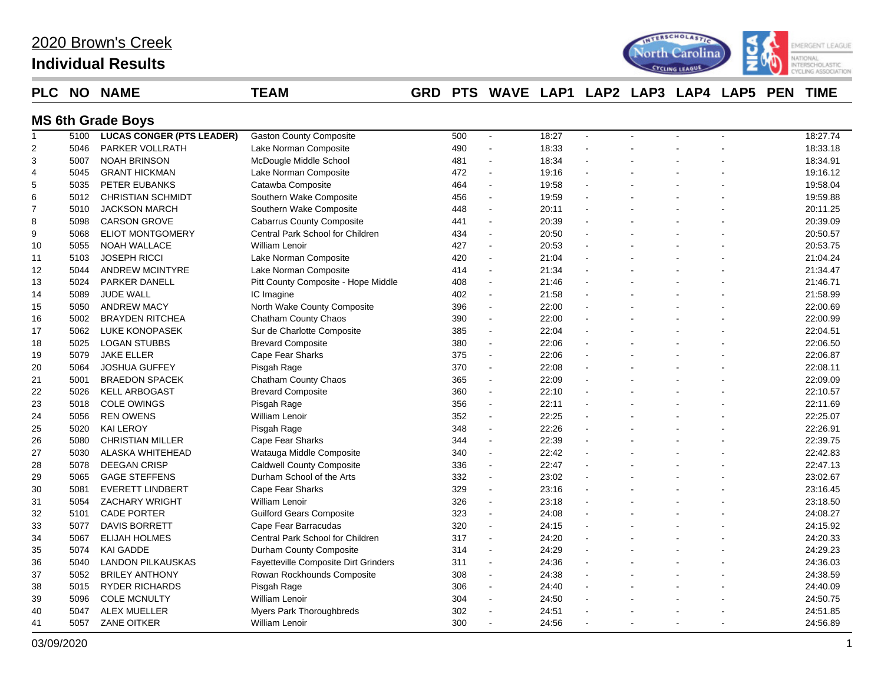# 2020 Brown's Creek

## Individual Results

| PLC | NO | NAME | TEAM | GRD | PTS | WAVE | LAP1 | LAP2 | LAP3 | LAP4 | LAP5 | PEN | TIME |
|---|---|---|---|---|---|---|---|---|---|---|---|---|---|
| **MS 6th Grade Boys** | | | | | | | | | | | | | |
| 1 | 5100 | **LUCAS CONGER (PTS LEADER)** | Gaston County Composite | | 500 | - | 18:27 | - | - | - | - | | 18:27.74 |
| 2 | 5046 | PARKER VOLLRATH | Lake Norman Composite | | 490 | - | 18:33 | - | - | - | - | | 18:33.18 |
| 3 | 5007 | NOAH BRINSON | McDougle Middle School | | 481 | - | 18:34 | - | - | - | - | | 18:34.91 |
| 4 | 5045 | GRANT HICKMAN | Lake Norman Composite | | 472 | - | 19:16 | - | - | - | - | | 19:16.12 |
| 5 | 5035 | PETER EUBANKS | Catawba Composite | | 464 | - | 19:58 | - | - | - | - | | 19:58.04 |
| 6 | 5012 | CHRISTIAN SCHMIDT | Southern Wake Composite | | 456 | - | 19:59 | - | - | - | - | | 19:59.88 |
| 7 | 5010 | JACKSON MARCH | Southern Wake Composite | | 448 | - | 20:11 | - | - | - | - | | 20:11.25 |
| 8 | 5098 | CARSON GROVE | Cabarrus County Composite | | 441 | - | 20:39 | - | - | - | - | | 20:39.09 |
| 9 | 5068 | ELIOT MONTGOMERY | Central Park School for Children | | 434 | - | 20:50 | - | - | - | - | | 20:50.57 |
| 10 | 5055 | NOAH WALLACE | William Lenoir | | 427 | - | 20:53 | - | - | - | - | | 20:53.75 |
| 11 | 5103 | JOSEPH RICCI | Lake Norman Composite | | 420 | - | 21:04 | - | - | - | - | | 21:04.24 |
| 12 | 5044 | ANDREW MCINTYRE | Lake Norman Composite | | 414 | - | 21:34 | - | - | - | - | | 21:34.47 |
| 13 | 5024 | PARKER DANELL | Pitt County Composite - Hope Middle | | 408 | - | 21:46 | - | - | - | - | | 21:46.71 |
| 14 | 5089 | JUDE WALL | IC Imagine | | 402 | - | 21:58 | - | - | - | - | | 21:58.99 |
| 15 | 5050 | ANDREW MACY | North Wake County Composite | | 396 | - | 22:00 | - | - | - | - | | 22:00.69 |
| 16 | 5002 | BRAYDEN RITCHEA | Chatham County Chaos | | 390 | - | 22:00 | - | - | - | - | | 22:00.99 |
| 17 | 5062 | LUKE KONOPASEK | Sur de Charlotte Composite | | 385 | - | 22:04 | - | - | - | - | | 22:04.51 |
| 18 | 5025 | LOGAN STUBBS | Brevard Composite | | 380 | - | 22:06 | - | - | - | - | | 22:06.50 |
| 19 | 5079 | JAKE ELLER | Cape Fear Sharks | | 375 | - | 22:06 | - | - | - | - | | 22:06.87 |
| 20 | 5064 | JOSHUA GUFFEY | Pisgah Rage | | 370 | - | 22:08 | - | - | - | - | | 22:08.11 |
| 21 | 5001 | BRAEDON SPACEK | Chatham County Chaos | | 365 | - | 22:09 | - | - | - | - | | 22:09.09 |
| 22 | 5026 | KELL ARBOGAST | Brevard Composite | | 360 | - | 22:10 | - | - | - | - | | 22:10.57 |
| 23 | 5018 | COLE OWINGS | Pisgah Rage | | 356 | - | 22:11 | - | - | - | - | | 22:11.69 |
| 24 | 5056 | REN OWENS | William Lenoir | | 352 | - | 22:25 | - | - | - | - | | 22:25.07 |
| 25 | 5020 | KAI LEROY | Pisgah Rage | | 348 | - | 22:26 | - | - | - | - | | 22:26.91 |
| 26 | 5080 | CHRISTIAN MILLER | Cape Fear Sharks | | 344 | - | 22:39 | - | - | - | - | | 22:39.75 |
| 27 | 5030 | ALASKA WHITEHEAD | Watauga Middle Composite | | 340 | - | 22:42 | - | - | - | - | | 22:42.83 |
| 28 | 5078 | DEEGAN CRISP | Caldwell County Composite | | 336 | - | 22:47 | - | - | - | - | | 22:47.13 |
| 29 | 5065 | GAGE STEFFENS | Durham School of the Arts | | 332 | - | 23:02 | - | - | - | - | | 23:02.67 |
| 30 | 5081 | EVERETT LINDBERT | Cape Fear Sharks | | 329 | - | 23:16 | - | - | - | - | | 23:16.45 |
| 31 | 5054 | ZACHARY WRIGHT | William Lenoir | | 326 | - | 23:18 | - | - | - | - | | 23:18.50 |
| 32 | 5101 | CADE PORTER | Guilford Gears Composite | | 323 | - | 24:08 | - | - | - | - | | 24:08.27 |
| 33 | 5077 | DAVIS BORRETT | Cape Fear Barracudas | | 320 | - | 24:15 | - | - | - | - | | 24:15.92 |
| 34 | 5067 | ELIJAH HOLMES | Central Park School for Children | | 317 | - | 24:20 | - | - | - | - | | 24:20.33 |
| 35 | 5074 | KAI GADDE | Durham County Composite | | 314 | - | 24:29 | - | - | - | - | | 24:29.23 |
| 36 | 5040 | LANDON PILKAUSKAS | Fayetteville Composite Dirt Grinders | | 311 | - | 24:36 | - | - | - | - | | 24:36.03 |
| 37 | 5052 | BRILEY ANTHONY | Rowan Rockhounds Composite | | 308 | - | 24:38 | - | - | - | - | | 24:38.59 |
| 38 | 5015 | RYDER RICHARDS | Pisgah Rage | | 306 | - | 24:40 | - | - | - | - | | 24:40.09 |
| 39 | 5096 | COLE MCNULTY | William Lenoir | | 304 | - | 24:50 | - | - | - | - | | 24:50.75 |
| 40 | 5047 | ALEX MUELLER | Myers Park Thoroughbreds | | 302 | - | 24:51 | - | - | - | - | | 24:51.85 |
| 41 | 5057 | ZANE OITKER | William Lenoir | | 300 | - | 24:56 | - | - | - | - | | 24:56.89 |

03/09/2020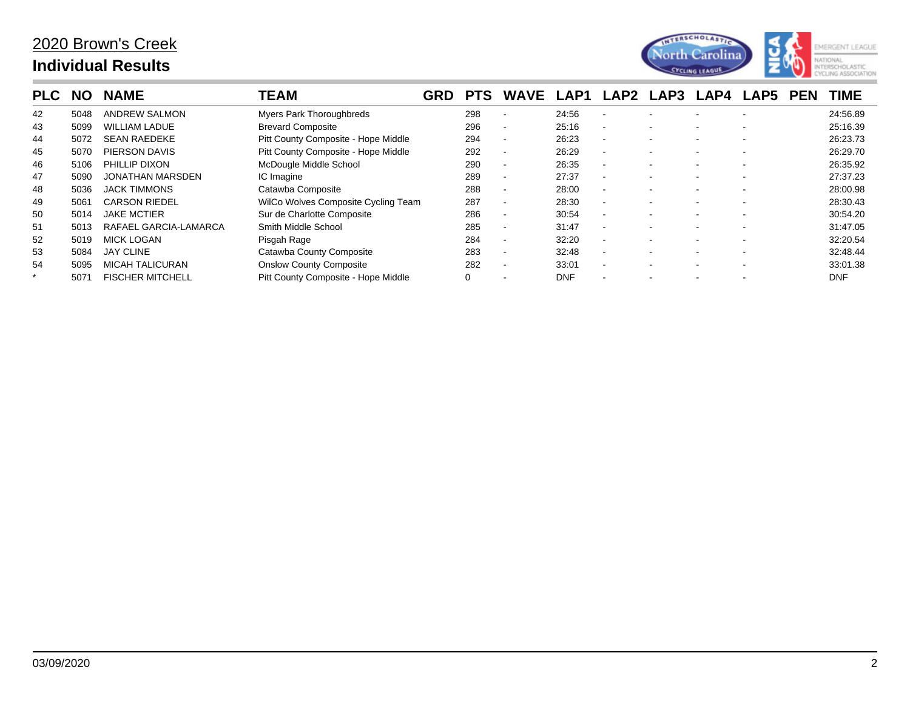# 2020 Brown's Creek

## Individual Results

| PLC | NO | NAME | TEAM | GRD | PTS | WAVE | LAP1 | LAP2 | LAP3 | LAP4 | LAP5 | PEN | TIME |
|---|---|---|---|---|---|---|---|---|---|---|---|---|---|
| 42 | 5048 | ANDREW SALMON | Myers Park Thoroughbreds | | 298 | - | 24:56 | - | - | - | - | | 24:56.89 |
| 43 | 5099 | WILLIAM LADUE | Brevard Composite | | 296 | - | 25:16 | - | - | - | - | | 25:16.39 |
| 44 | 5072 | SEAN RAEDEKE | Pitt County Composite - Hope Middle | | 294 | - | 26:23 | - | - | - | - | | 26:23.73 |
| 45 | 5070 | PIERSON DAVIS | Pitt County Composite - Hope Middle | | 292 | - | 26:29 | - | - | - | - | | 26:29.70 |
| 46 | 5106 | PHILLIP DIXON | McDougle Middle School | | 290 | - | 26:35 | - | - | - | - | | 26:35.92 |
| 47 | 5090 | JONATHAN MARSDEN | IC Imagine | | 289 | - | 27:37 | - | - | - | - | | 27:37.23 |
| 48 | 5036 | JACK TIMMONS | Catawba Composite | | 288 | - | 28:00 | - | - | - | - | | 28:00.98 |
| 49 | 5061 | CARSON RIEDEL | WilCo Wolves Composite Cycling Team | | 287 | - | 28:30 | - | - | - | - | | 28:30.43 |
| 50 | 5014 | JAKE MCTIER | Sur de Charlotte Composite | | 286 | - | 30:54 | - | - | - | - | | 30:54.20 |
| 51 | 5013 | RAFAEL GARCIA-LAMARCA | Smith Middle School | | 285 | - | 31:47 | - | - | - | - | | 31:47.05 |
| 52 | 5019 | MICK LOGAN | Pisgah Rage | | 284 | - | 32:20 | - | - | - | - | | 32:20.54 |
| 53 | 5084 | JAY CLINE | Catawba County Composite | | 283 | - | 32:48 | - | - | - | - | | 32:48.44 |
| 54 | 5095 | MICAH TALICURAN | Onslow County Composite | | 282 | - | 33:01 | - | - | - | - | | 33:01.38 |
| * | 5071 | FISCHER MITCHELL | Pitt County Composite - Hope Middle | | 0 | - | DNF | - | - | - | - | | DNF |

03/09/2020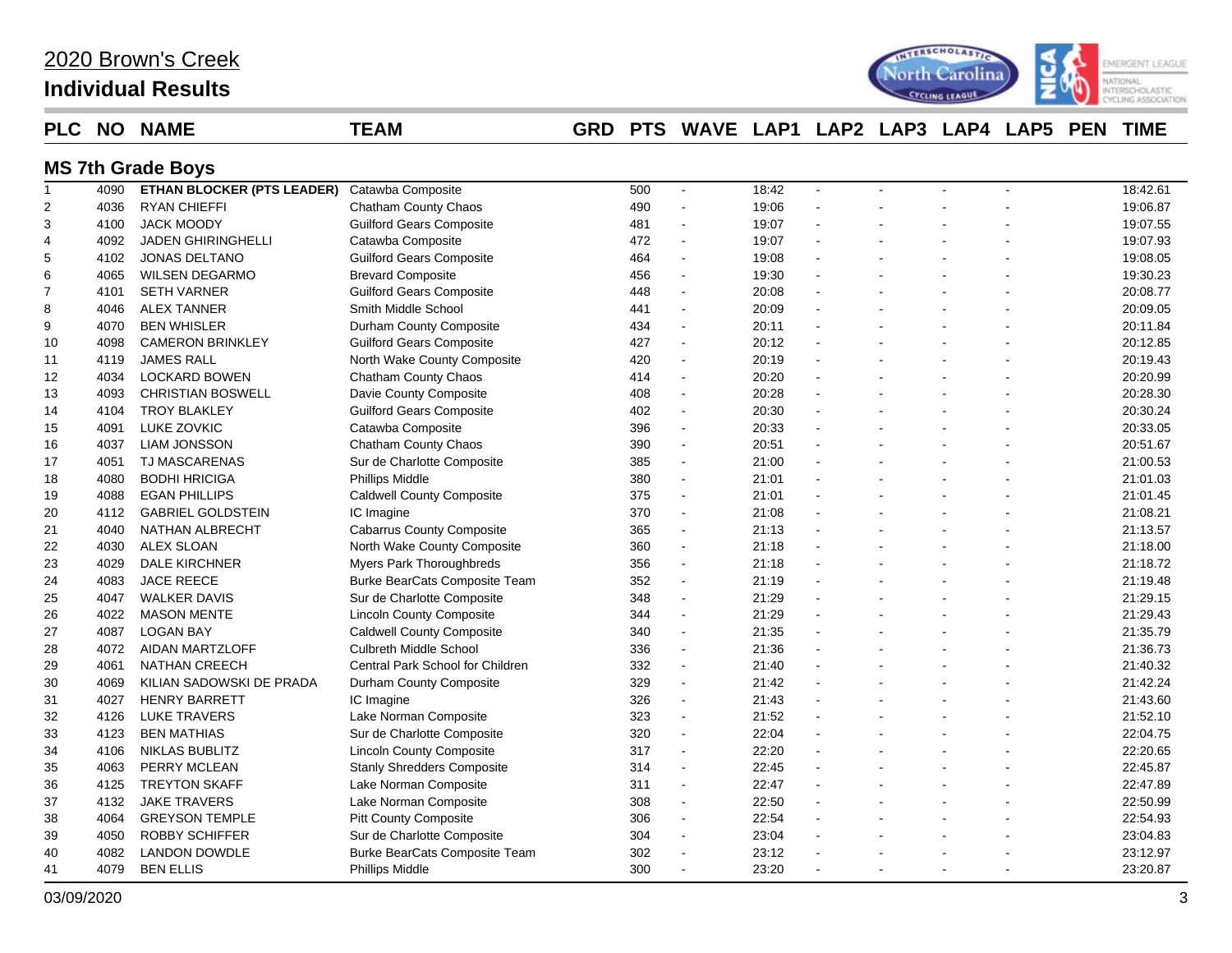# 2020 Brown's Creek

## Individual Results

### MS 7th Grade Boys

| PLC | NO | NAME | TEAM | GRD | PTS | WAVE | LAP1 | LAP2 | LAP3 | LAP4 | LAP5 | PEN | TIME |
|---|---|---|---|---|---|---|---|---|---|---|---|---|---|
| 1 | 4090 | **ETHAN BLOCKER (PTS LEADER)** | Catawba Composite | | 500 | - | 18:42 | - | - | - | - | | 18:42.61 |
| 2 | 4036 | RYAN CHIEFFI | Chatham County Chaos | | 490 | - | 19:06 | - | - | - | - | | 19:06.87 |
| 3 | 4100 | JACK MOODY | Guilford Gears Composite | | 481 | - | 19:07 | - | - | - | - | | 19:07.55 |
| 4 | 4092 | JADEN GHIRINGHELLI | Catawba Composite | | 472 | - | 19:07 | - | - | - | - | | 19:07.93 |
| 5 | 4102 | JONAS DELTANO | Guilford Gears Composite | | 464 | - | 19:08 | - | - | - | - | | 19:08.05 |
| 6 | 4065 | WILSEN DEGARMO | Brevard Composite | | 456 | - | 19:30 | - | - | - | - | | 19:30.23 |
| 7 | 4101 | SETH VARNER | Guilford Gears Composite | | 448 | - | 20:08 | - | - | - | - | | 20:08.77 |
| 8 | 4046 | ALEX TANNER | Smith Middle School | | 441 | - | 20:09 | - | - | - | - | | 20:09.05 |
| 9 | 4070 | BEN WHISLER | Durham County Composite | | 434 | - | 20:11 | - | - | - | - | | 20:11.84 |
| 10 | 4098 | CAMERON BRINKLEY | Guilford Gears Composite | | 427 | - | 20:12 | - | - | - | - | | 20:12.85 |
| 11 | 4119 | JAMES RALL | North Wake County Composite | | 420 | - | 20:19 | - | - | - | - | | 20:19.43 |
| 12 | 4034 | LOCKARD BOWEN | Chatham County Chaos | | 414 | - | 20:20 | - | - | - | - | | 20:20.99 |
| 13 | 4093 | CHRISTIAN BOSWELL | Davie County Composite | | 408 | - | 20:28 | - | - | - | - | | 20:28.30 |
| 14 | 4104 | TROY BLAKLEY | Guilford Gears Composite | | 402 | - | 20:30 | - | - | - | - | | 20:30.24 |
| 15 | 4091 | LUKE ZOVKIC | Catawba Composite | | 396 | - | 20:33 | - | - | - | - | | 20:33.05 |
| 16 | 4037 | LIAM JONSSON | Chatham County Chaos | | 390 | - | 20:51 | - | - | - | - | | 20:51.67 |
| 17 | 4051 | TJ MASCARENAS | Sur de Charlotte Composite | | 385 | - | 21:00 | - | - | - | - | | 21:00.53 |
| 18 | 4080 | BODHI HRICIGA | Phillips Middle | | 380 | - | 21:01 | - | - | - | - | | 21:01.03 |
| 19 | 4088 | EGAN PHILLIPS | Caldwell County Composite | | 375 | - | 21:01 | - | - | - | - | | 21:01.45 |
| 20 | 4112 | GABRIEL GOLDSTEIN | IC Imagine | | 370 | - | 21:08 | - | - | - | - | | 21:08.21 |
| 21 | 4040 | NATHAN ALBRECHT | Cabarrus County Composite | | 365 | - | 21:13 | - | - | - | - | | 21:13.57 |
| 22 | 4030 | ALEX SLOAN | North Wake County Composite | | 360 | - | 21:18 | - | - | - | - | | 21:18.00 |
| 23 | 4029 | DALE KIRCHNER | Myers Park Thoroughbreds | | 356 | - | 21:18 | - | - | - | - | | 21:18.72 |
| 24 | 4083 | JACE REECE | Burke BearCats Composite Team | | 352 | - | 21:19 | - | - | - | - | | 21:19.48 |
| 25 | 4047 | WALKER DAVIS | Sur de Charlotte Composite | | 348 | - | 21:29 | - | - | - | - | | 21:29.15 |
| 26 | 4022 | MASON MENTE | Lincoln County Composite | | 344 | - | 21:29 | - | - | - | - | | 21:29.43 |
| 27 | 4087 | LOGAN BAY | Caldwell County Composite | | 340 | - | 21:35 | - | - | - | - | | 21:35.79 |
| 28 | 4072 | AIDAN MARTZLOFF | Culbreth Middle School | | 336 | - | 21:36 | - | - | - | - | | 21:36.73 |
| 29 | 4061 | NATHAN CREECH | Central Park School for Children | | 332 | - | 21:40 | - | - | - | - | | 21:40.32 |
| 30 | 4069 | KILIAN SADOWSKI DE PRADA | Durham County Composite | | 329 | - | 21:42 | - | - | - | - | | 21:42.24 |
| 31 | 4027 | HENRY BARRETT | IC Imagine | | 326 | - | 21:43 | - | - | - | - | | 21:43.60 |
| 32 | 4126 | LUKE TRAVERS | Lake Norman Composite | | 323 | - | 21:52 | - | - | - | - | | 21:52.10 |
| 33 | 4123 | BEN MATHIAS | Sur de Charlotte Composite | | 320 | - | 22:04 | - | - | - | - | | 22:04.75 |
| 34 | 4106 | NIKLAS BUBLITZ | Lincoln County Composite | | 317 | - | 22:20 | - | - | - | - | | 22:20.65 |
| 35 | 4063 | PERRY MCLEAN | Stanly Shredders Composite | | 314 | - | 22:45 | - | - | - | - | | 22:45.87 |
| 36 | 4125 | TREYTON SKAFF | Lake Norman Composite | | 311 | - | 22:47 | - | - | - | - | | 22:47.89 |
| 37 | 4132 | JAKE TRAVERS | Lake Norman Composite | | 308 | - | 22:50 | - | - | - | - | | 22:50.99 |
| 38 | 4064 | GREYSON TEMPLE | Pitt County Composite | | 306 | - | 22:54 | - | - | - | - | | 22:54.93 |
| 39 | 4050 | ROBBY SCHIFFER | Sur de Charlotte Composite | | 304 | - | 23:04 | - | - | - | - | | 23:04.83 |
| 40 | 4082 | LANDON DOWDLE | Burke BearCats Composite Team | | 302 | - | 23:12 | - | - | - | - | | 23:12.97 |
| 41 | 4079 | BEN ELLIS | Phillips Middle | | 300 | - | 23:20 | - | - | - | - | | 23:20.87 |

03/09/2020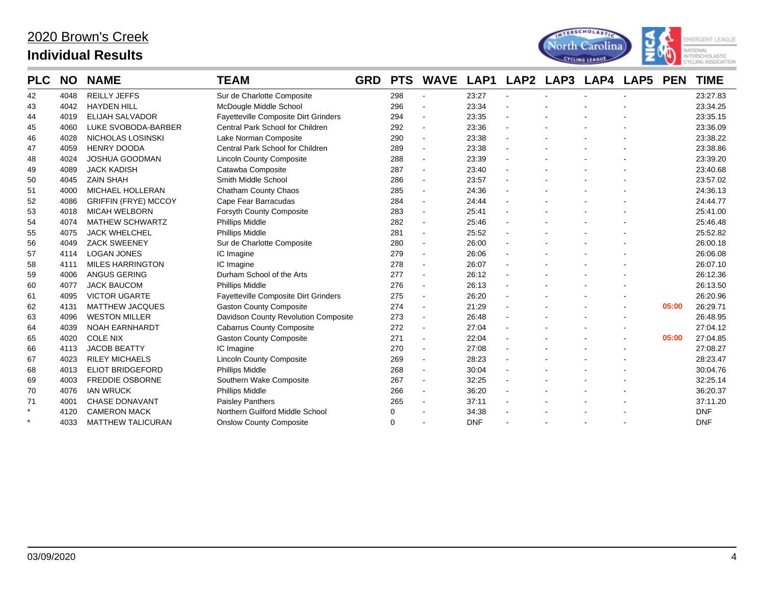# 2020 Brown's Creek

## Individual Results

| PLC | NO | NAME | TEAM | GRD | PTS | WAVE | LAP1 | LAP2 | LAP3 | LAP4 | LAP5 | PEN | TIME |
|---|---|---|---|---|---|---|---|---|---|---|---|---|---|
| 42 | 4048 | REILLY JEFFS | Sur de Charlotte Composite | | 298 | - | 23:27 | - | - | - | - | | 23:27.83 |
| 43 | 4042 | HAYDEN HILL | McDougle Middle School | | 296 | - | 23:34 | - | - | - | - | | 23:34.25 |
| 44 | 4019 | ELIJAH SALVADOR | Fayetteville Composite Dirt Grinders | | 294 | - | 23:35 | - | - | - | - | | 23:35.15 |
| 45 | 4060 | LUKE SVOBODA-BARBER | Central Park School for Children | | 292 | - | 23:36 | - | - | - | - | | 23:36.09 |
| 46 | 4028 | NICHOLAS LOSINSKI | Lake Norman Composite | | 290 | - | 23:38 | - | - | - | - | | 23:38.22 |
| 47 | 4059 | HENRY DOODA | Central Park School for Children | | 289 | - | 23:38 | - | - | - | - | | 23:38.86 |
| 48 | 4024 | JOSHUA GOODMAN | Lincoln County Composite | | 288 | - | 23:39 | - | - | - | - | | 23:39.20 |
| 49 | 4089 | JACK KADISH | Catawba Composite | | 287 | - | 23:40 | - | - | - | - | | 23:40.68 |
| 50 | 4045 | ZAIN SHAH | Smith Middle School | | 286 | - | 23:57 | - | - | - | - | | 23:57.02 |
| 51 | 4000 | MICHAEL HOLLERAN | Chatham County Chaos | | 285 | - | 24:36 | - | - | - | - | | 24:36.13 |
| 52 | 4086 | GRIFFIN (FRYE) MCCOY | Cape Fear Barracudas | | 284 | - | 24:44 | - | - | - | - | | 24:44.77 |
| 53 | 4018 | MICAH WELBORN | Forsyth County Composite | | 283 | - | 25:41 | - | - | - | - | | 25:41.00 |
| 54 | 4074 | MATHEW SCHWARTZ | Phillips Middle | | 282 | - | 25:46 | - | - | - | - | | 25:46.48 |
| 55 | 4075 | JACK WHELCHEL | Phillips Middle | | 281 | - | 25:52 | - | - | - | - | | 25:52.82 |
| 56 | 4049 | ZACK SWEENEY | Sur de Charlotte Composite | | 280 | - | 26:00 | - | - | - | - | | 26:00.18 |
| 57 | 4114 | LOGAN JONES | IC Imagine | | 279 | - | 26:06 | - | - | - | - | | 26:06.08 |
| 58 | 4111 | MILES HARRINGTON | IC Imagine | | 278 | - | 26:07 | - | - | - | - | | 26:07.10 |
| 59 | 4006 | ANGUS GERING | Durham School of the Arts | | 277 | - | 26:12 | - | - | - | - | | 26:12.36 |
| 60 | 4077 | JACK BAUCOM | Phillips Middle | | 276 | - | 26:13 | - | - | - | - | | 26:13.50 |
| 61 | 4095 | VICTOR UGARTE | Fayetteville Composite Dirt Grinders | | 275 | - | 26:20 | - | - | - | - | | 26:20.96 |
| 62 | 4131 | MATTHEW JACQUES | Gaston County Composite | | 274 | - | 21:29 | - | - | - | - | 05:00 | 26:29.71 |
| 63 | 4096 | WESTON MILLER | Davidson County Revolution Composite | | 273 | - | 26:48 | - | - | - | - | | 26:48.95 |
| 64 | 4039 | NOAH EARNHARDT | Cabarrus County Composite | | 272 | - | 27:04 | - | - | - | - | | 27:04.12 |
| 65 | 4020 | COLE NIX | Gaston County Composite | | 271 | - | 22:04 | - | - | - | - | 05:00 | 27:04.85 |
| 66 | 4113 | JACOB BEATTY | IC Imagine | | 270 | - | 27:08 | - | - | - | - | | 27:08.27 |
| 67 | 4023 | RILEY MICHAELS | Lincoln County Composite | | 269 | - | 28:23 | - | - | - | - | | 28:23.47 |
| 68 | 4013 | ELIOT BRIDGEFORD | Phillips Middle | | 268 | - | 30:04 | - | - | - | - | | 30:04.76 |
| 69 | 4003 | FREDDIE OSBORNE | Southern Wake Composite | | 267 | - | 32:25 | - | - | - | - | | 32:25.14 |
| 70 | 4076 | IAN WRUCK | Phillips Middle | | 266 | - | 36:20 | - | - | - | - | | 36:20.37 |
| 71 | 4001 | CHASE DONAVANT | Paisley Panthers | | 265 | - | 37:11 | - | - | - | - | | 37:11.20 |
| * | 4120 | CAMERON MACK | Northern Guilford Middle School | | 0 | - | 34:38 | - | - | - | - | | DNF |
| * | 4033 | MATTHEW TALICURAN | Onslow County Composite | | 0 | - | DNF | - | - | - | - | | DNF |

03/09/2020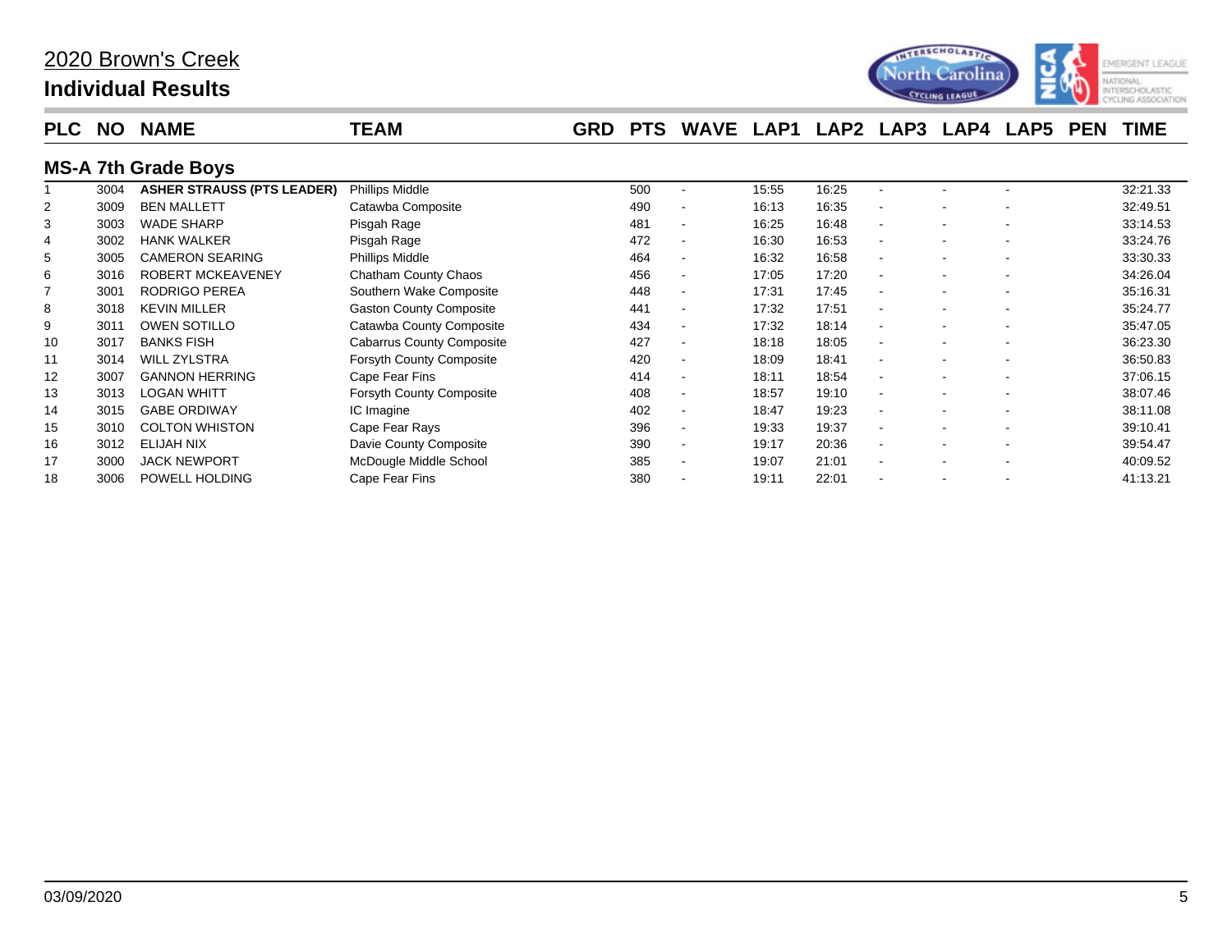# 2020 Brown's Creek

## Individual Results

### MS-A 7th Grade Boys

| PLC | NO | NAME | TEAM | GRD | PTS | WAVE | LAP1 | LAP2 | LAP3 | LAP4 | LAP5 | PEN | TIME |
|---|---|---|---|---|---|---|---|---|---|---|---|---|---|
| 1 | 3004 | **ASHER STRAUSS (PTS LEADER)** | Phillips Middle | | 500 | - | 15:55 | 16:25 | - | - | - | | 32:21.33 |
| 2 | 3009 | BEN MALLETT | Catawba Composite | | 490 | - | 16:13 | 16:35 | - | - | - | | 32:49.51 |
| 3 | 3003 | WADE SHARP | Pisgah Rage | | 481 | - | 16:25 | 16:48 | - | - | - | | 33:14.53 |
| 4 | 3002 | HANK WALKER | Pisgah Rage | | 472 | - | 16:30 | 16:53 | - | - | - | | 33:24.76 |
| 5 | 3005 | CAMERON SEARING | Phillips Middle | | 464 | - | 16:32 | 16:58 | - | - | - | | 33:30.33 |
| 6 | 3016 | ROBERT MCKEAVENEY | Chatham County Chaos | | 456 | - | 17:05 | 17:20 | - | - | - | | 34:26.04 |
| 7 | 3001 | RODRIGO PEREA | Southern Wake Composite | | 448 | - | 17:31 | 17:45 | - | - | - | | 35:16.31 |
| 8 | 3018 | KEVIN MILLER | Gaston County Composite | | 441 | - | 17:32 | 17:51 | - | - | - | | 35:24.77 |
| 9 | 3011 | OWEN SOTILLO | Catawba County Composite | | 434 | - | 17:32 | 18:14 | - | - | - | | 35:47.05 |
| 10 | 3017 | BANKS FISH | Cabarrus County Composite | | 427 | - | 18:18 | 18:05 | - | - | - | | 36:23.30 |
| 11 | 3014 | WILL ZYLSTRA | Forsyth County Composite | | 420 | - | 18:09 | 18:41 | - | - | - | | 36:50.83 |
| 12 | 3007 | GANNON HERRING | Cape Fear Fins | | 414 | - | 18:11 | 18:54 | - | - | - | | 37:06.15 |
| 13 | 3013 | LOGAN WHITT | Forsyth County Composite | | 408 | - | 18:57 | 19:10 | - | - | - | | 38:07.46 |
| 14 | 3015 | GABE ORDIWAY | IC Imagine | | 402 | - | 18:47 | 19:23 | - | - | - | | 38:11.08 |
| 15 | 3010 | COLTON WHISTON | Cape Fear Rays | | 396 | - | 19:33 | 19:37 | - | - | - | | 39:10.41 |
| 16 | 3012 | ELIJAH NIX | Davie County Composite | | 390 | - | 19:17 | 20:36 | - | - | - | | 39:54.47 |
| 17 | 3000 | JACK NEWPORT | McDougle Middle School | | 385 | - | 19:07 | 21:01 | - | - | - | | 40:09.52 |
| 18 | 3006 | POWELL HOLDING | Cape Fear Fins | | 380 | - | 19:11 | 22:01 | - | - | - | | 41:13.21 |

03/09/2020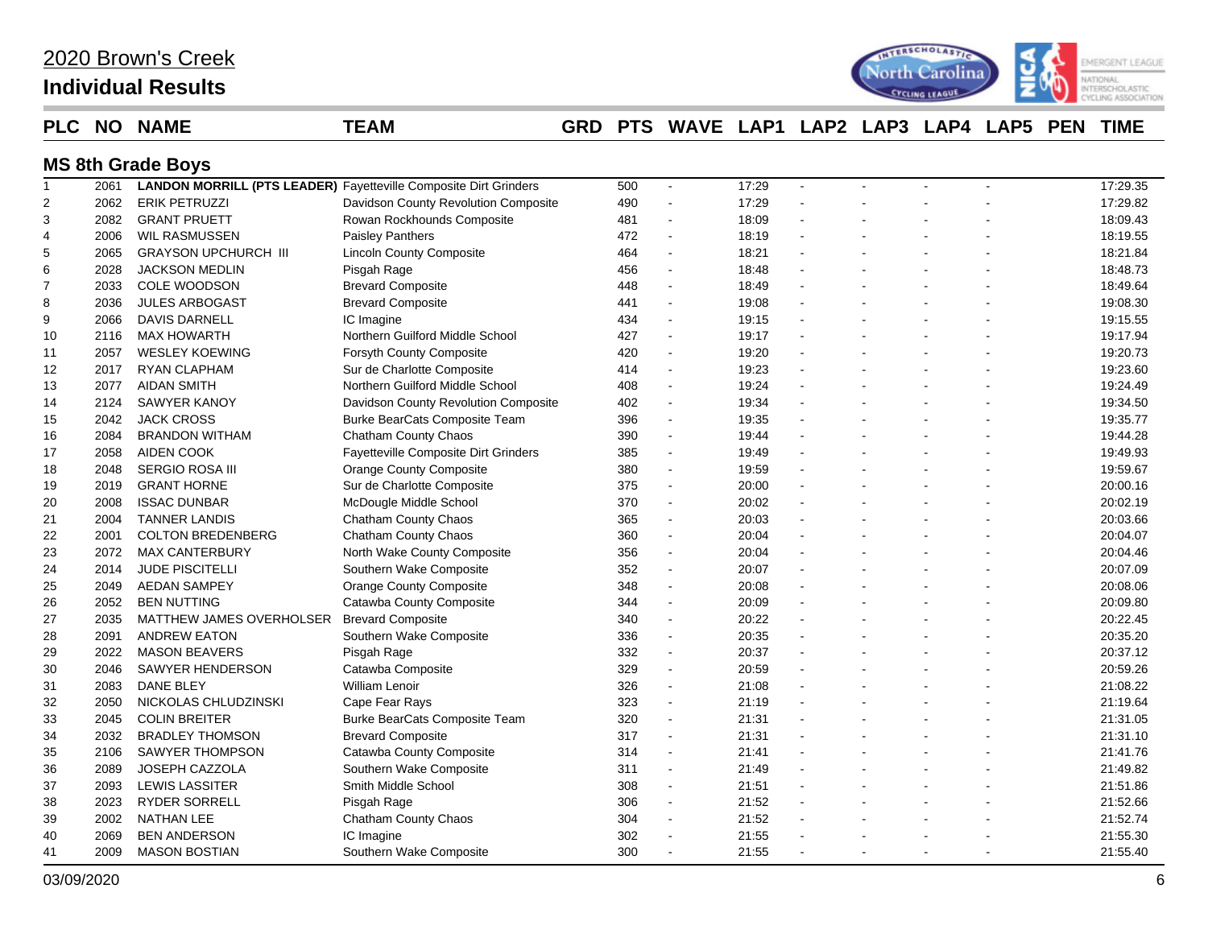# 2020 Brown's Creek

## Individual Results

### MS 8th Grade Boys

| PLC | NO | NAME | TEAM | GRD | PTS | WAVE | LAP1 | LAP2 | LAP3 | LAP4 | LAP5 | PEN | TIME |
|---|---|---|---|---|---|---|---|---|---|---|---|---|---|
| 1 | 2061 | **LANDON MORRILL (PTS LEADER)** | Fayetteville Composite Dirt Grinders | | 500 | - | 17:29 | - | - | - | - | | 17:29.35 |
| 2 | 2062 | ERIK PETRUZZI | Davidson County Revolution Composite | | 490 | - | 17:29 | - | - | - | - | | 17:29.82 |
| 3 | 2082 | GRANT PRUETT | Rowan Rockhounds Composite | | 481 | - | 18:09 | - | - | - | - | | 18:09.43 |
| 4 | 2006 | WIL RASMUSSEN | Paisley Panthers | | 472 | - | 18:19 | - | - | - | - | | 18:19.55 |
| 5 | 2065 | GRAYSON UPCHURCH III | Lincoln County Composite | | 464 | - | 18:21 | - | - | - | - | | 18:21.84 |
| 6 | 2028 | JACKSON MEDLIN | Pisgah Rage | | 456 | - | 18:48 | - | - | - | - | | 18:48.73 |
| 7 | 2033 | COLE WOODSON | Brevard Composite | | 448 | - | 18:49 | - | - | - | - | | 18:49.64 |
| 8 | 2036 | JULES ARBOGAST | Brevard Composite | | 441 | - | 19:08 | - | - | - | - | | 19:08.30 |
| 9 | 2066 | DAVIS DARNELL | IC Imagine | | 434 | - | 19:15 | - | - | - | - | | 19:15.55 |
| 10 | 2116 | MAX HOWARTH | Northern Guilford Middle School | | 427 | - | 19:17 | - | - | - | - | | 19:17.94 |
| 11 | 2057 | WESLEY KOEWING | Forsyth County Composite | | 420 | - | 19:20 | - | - | - | - | | 19:20.73 |
| 12 | 2017 | RYAN CLAPHAM | Sur de Charlotte Composite | | 414 | - | 19:23 | - | - | - | - | | 19:23.60 |
| 13 | 2077 | AIDAN SMITH | Northern Guilford Middle School | | 408 | - | 19:24 | - | - | - | - | | 19:24.49 |
| 14 | 2124 | SAWYER KANOY | Davidson County Revolution Composite | | 402 | - | 19:34 | - | - | - | - | | 19:34.50 |
| 15 | 2042 | JACK CROSS | Burke BearCats Composite Team | | 396 | - | 19:35 | - | - | - | - | | 19:35.77 |
| 16 | 2084 | BRANDON WITHAM | Chatham County Chaos | | 390 | - | 19:44 | - | - | - | - | | 19:44.28 |
| 17 | 2058 | AIDEN COOK | Fayetteville Composite Dirt Grinders | | 385 | - | 19:49 | - | - | - | - | | 19:49.93 |
| 18 | 2048 | SERGIO ROSA III | Orange County Composite | | 380 | - | 19:59 | - | - | - | - | | 19:59.67 |
| 19 | 2019 | GRANT HORNE | Sur de Charlotte Composite | | 375 | - | 20:00 | - | - | - | - | | 20:00.16 |
| 20 | 2008 | ISSAC DUNBAR | McDougle Middle School | | 370 | - | 20:02 | - | - | - | - | | 20:02.19 |
| 21 | 2004 | TANNER LANDIS | Chatham County Chaos | | 365 | - | 20:03 | - | - | - | - | | 20:03.66 |
| 22 | 2001 | COLTON BREDENBERG | Chatham County Chaos | | 360 | - | 20:04 | - | - | - | - | | 20:04.07 |
| 23 | 2072 | MAX CANTERBURY | North Wake County Composite | | 356 | - | 20:04 | - | - | - | - | | 20:04.46 |
| 24 | 2014 | JUDE PISCITELLI | Southern Wake Composite | | 352 | - | 20:07 | - | - | - | - | | 20:07.09 |
| 25 | 2049 | AEDAN SAMPEY | Orange County Composite | | 348 | - | 20:08 | - | - | - | - | | 20:08.06 |
| 26 | 2052 | BEN NUTTING | Catawba County Composite | | 344 | - | 20:09 | - | - | - | - | | 20:09.80 |
| 27 | 2035 | MATTHEW JAMES OVERHOLSER | Brevard Composite | | 340 | - | 20:22 | - | - | - | - | | 20:22.45 |
| 28 | 2091 | ANDREW EATON | Southern Wake Composite | | 336 | - | 20:35 | - | - | - | - | | 20:35.20 |
| 29 | 2022 | MASON BEAVERS | Pisgah Rage | | 332 | - | 20:37 | - | - | - | - | | 20:37.12 |
| 30 | 2046 | SAWYER HENDERSON | Catawba Composite | | 329 | - | 20:59 | - | - | - | - | | 20:59.26 |
| 31 | 2083 | DANE BLEY | William Lenoir | | 326 | - | 21:08 | - | - | - | - | | 21:08.22 |
| 32 | 2050 | NICKOLAS CHLUDZINSKI | Cape Fear Rays | | 323 | - | 21:19 | - | - | - | - | | 21:19.64 |
| 33 | 2045 | COLIN BREITER | Burke BearCats Composite Team | | 320 | - | 21:31 | - | - | - | - | | 21:31.05 |
| 34 | 2032 | BRADLEY THOMSON | Brevard Composite | | 317 | - | 21:31 | - | - | - | - | | 21:31.10 |
| 35 | 2106 | SAWYER THOMPSON | Catawba County Composite | | 314 | - | 21:41 | - | - | - | - | | 21:41.76 |
| 36 | 2089 | JOSEPH CAZZOLA | Southern Wake Composite | | 311 | - | 21:49 | - | - | - | - | | 21:49.82 |
| 37 | 2093 | LEWIS LASSITER | Smith Middle School | | 308 | - | 21:51 | - | - | - | - | | 21:51.86 |
| 38 | 2023 | RYDER SORRELL | Pisgah Rage | | 306 | - | 21:52 | - | - | - | - | | 21:52.66 |
| 39 | 2002 | NATHAN LEE | Chatham County Chaos | | 304 | - | 21:52 | - | - | - | - | | 21:52.74 |
| 40 | 2069 | BEN ANDERSON | IC Imagine | | 302 | - | 21:55 | - | - | - | - | | 21:55.30 |
| 41 | 2009 | MASON BOSTIAN | Southern Wake Composite | | 300 | - | 21:55 | - | - | - | - | | 21:55.40 |

03/09/2020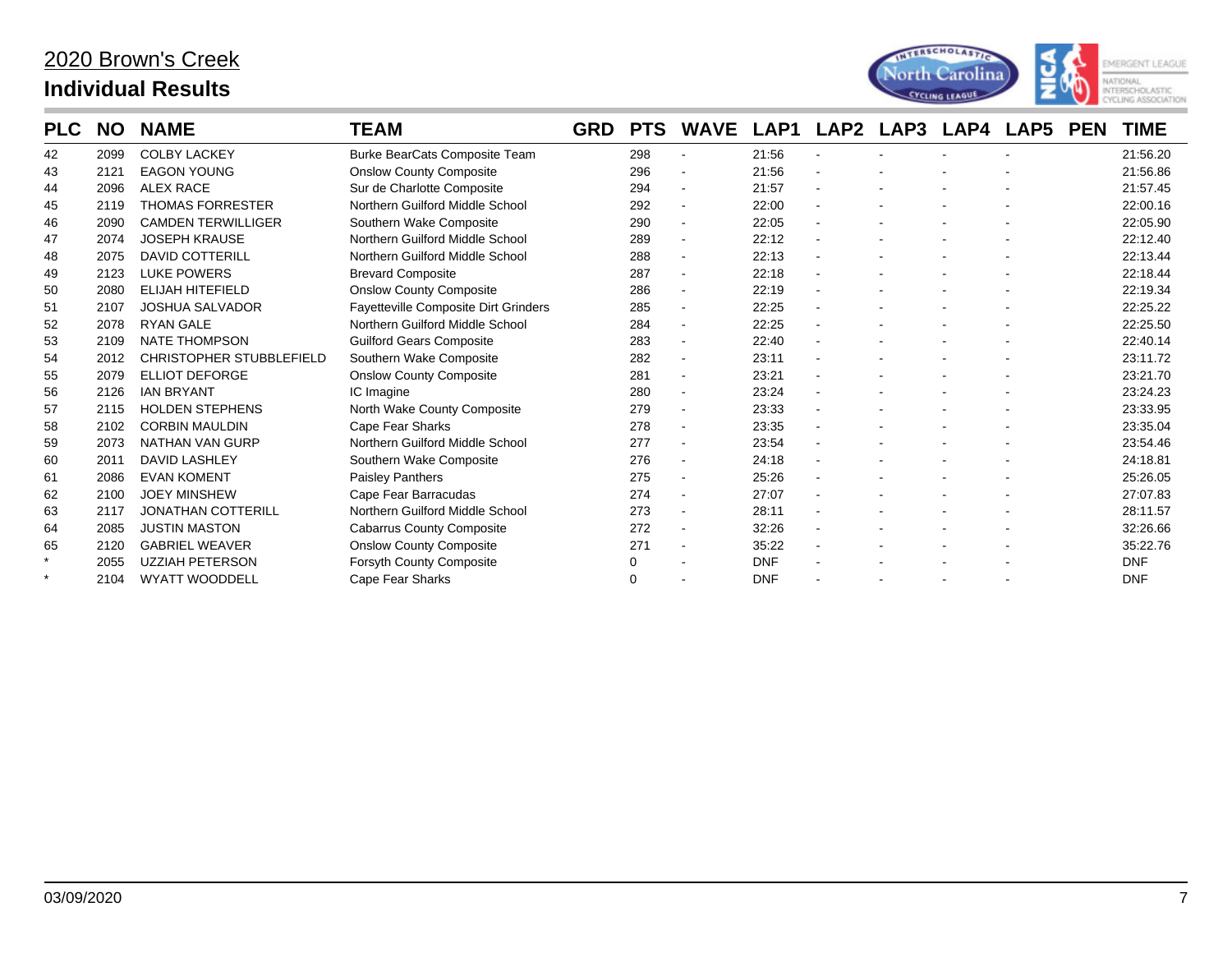## 2020 Brown's Creek

## Individual Results

| PLC | NO | NAME | TEAM | GRD | PTS | WAVE | LAP1 | LAP2 | LAP3 | LAP4 | LAP5 | PEN | TIME |
|---|---|---|---|---|---|---|---|---|---|---|---|---|---|
| 42 | 2099 | COLBY LACKEY | Burke BearCats Composite Team | | 298 | - | 21:56 | - | - | - | - | | 21:56.20 |
| 43 | 2121 | EAGON YOUNG | Onslow County Composite | | 296 | - | 21:56 | - | - | - | - | | 21:56.86 |
| 44 | 2096 | ALEX RACE | Sur de Charlotte Composite | | 294 | - | 21:57 | - | - | - | - | | 21:57.45 |
| 45 | 2119 | THOMAS FORRESTER | Northern Guilford Middle School | | 292 | - | 22:00 | - | - | - | - | | 22:00.16 |
| 46 | 2090 | CAMDEN TERWILLIGER | Southern Wake Composite | | 290 | - | 22:05 | - | - | - | - | | 22:05.90 |
| 47 | 2074 | JOSEPH KRAUSE | Northern Guilford Middle School | | 289 | - | 22:12 | - | - | - | - | | 22:12.40 |
| 48 | 2075 | DAVID COTTERILL | Northern Guilford Middle School | | 288 | - | 22:13 | - | - | - | - | | 22:13.44 |
| 49 | 2123 | LUKE POWERS | Brevard Composite | | 287 | - | 22:18 | - | - | - | - | | 22:18.44 |
| 50 | 2080 | ELIJAH HITEFIELD | Onslow County Composite | | 286 | - | 22:19 | - | - | - | - | | 22:19.34 |
| 51 | 2107 | JOSHUA SALVADOR | Fayetteville Composite Dirt Grinders | | 285 | - | 22:25 | - | - | - | - | | 22:25.22 |
| 52 | 2078 | RYAN GALE | Northern Guilford Middle School | | 284 | - | 22:25 | - | - | - | - | | 22:25.50 |
| 53 | 2109 | NATE THOMPSON | Guilford Gears Composite | | 283 | - | 22:40 | - | - | - | - | | 22:40.14 |
| 54 | 2012 | CHRISTOPHER STUBBLEFIELD | Southern Wake Composite | | 282 | - | 23:11 | - | - | - | - | | 23:11.72 |
| 55 | 2079 | ELLIOT DEFORGE | Onslow County Composite | | 281 | - | 23:21 | - | - | - | - | | 23:21.70 |
| 56 | 2126 | IAN BRYANT | IC Imagine | | 280 | - | 23:24 | - | - | - | - | | 23:24.23 |
| 57 | 2115 | HOLDEN STEPHENS | North Wake County Composite | | 279 | - | 23:33 | - | - | - | - | | 23:33.95 |
| 58 | 2102 | CORBIN MAULDIN | Cape Fear Sharks | | 278 | - | 23:35 | - | - | - | - | | 23:35.04 |
| 59 | 2073 | NATHAN VAN GURP | Northern Guilford Middle School | | 277 | - | 23:54 | - | - | - | - | | 23:54.46 |
| 60 | 2011 | DAVID LASHLEY | Southern Wake Composite | | 276 | - | 24:18 | - | - | - | - | | 24:18.81 |
| 61 | 2086 | EVAN KOMENT | Paisley Panthers | | 275 | - | 25:26 | - | - | - | - | | 25:26.05 |
| 62 | 2100 | JOEY MINSHEW | Cape Fear Barracudas | | 274 | - | 27:07 | - | - | - | - | | 27:07.83 |
| 63 | 2117 | JONATHAN COTTERILL | Northern Guilford Middle School | | 273 | - | 28:11 | - | - | - | - | | 28:11.57 |
| 64 | 2085 | JUSTIN MASTON | Cabarrus County Composite | | 272 | - | 32:26 | - | - | - | - | | 32:26.66 |
| 65 | 2120 | GABRIEL WEAVER | Onslow County Composite | | 271 | - | 35:22 | - | - | - | - | | 35:22.76 |
| * | 2055 | UZZIAH PETERSON | Forsyth County Composite | | 0 | - | DNF | - | - | - | - | | DNF |
| * | 2104 | WYATT WOODDELL | Cape Fear Sharks | | 0 | - | DNF | - | - | - | - | | DNF |

03/09/2020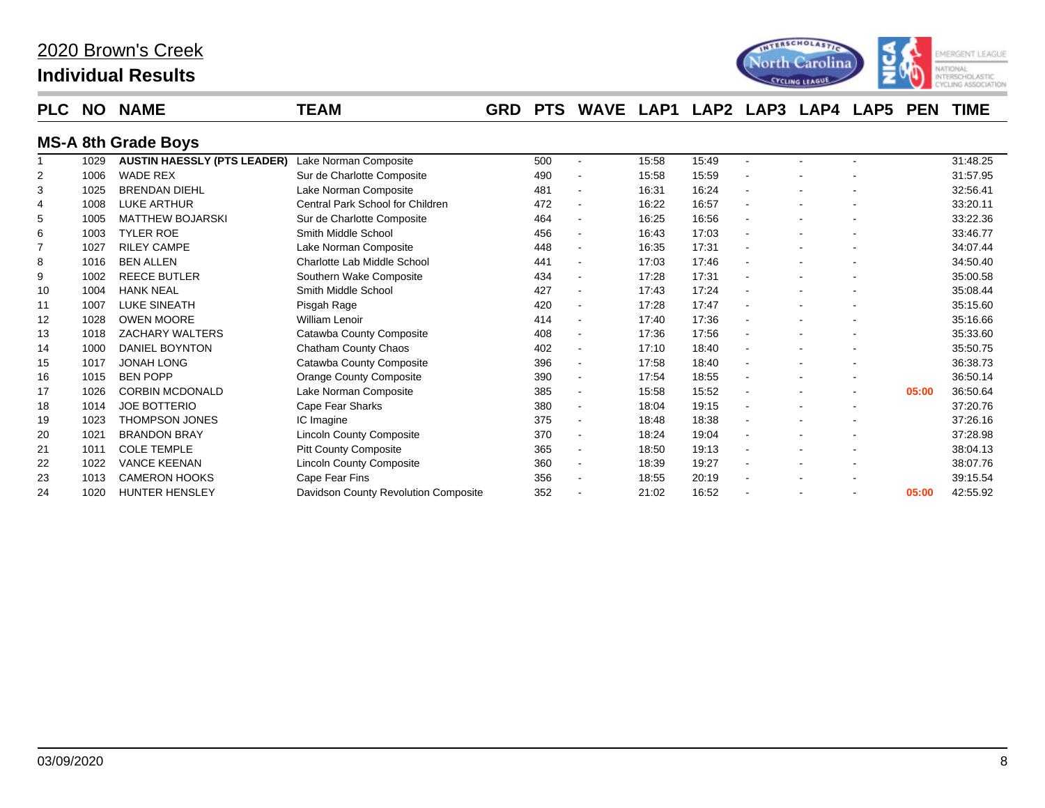# 2020 Brown's Creek

## Individual Results

### MS-A 8th Grade Boys

| PLC | NO | NAME | TEAM | GRD | PTS | WAVE | LAP1 | LAP2 | LAP3 | LAP4 | LAP5 | PEN | TIME |
|---|---|---|---|---|---|---|---|---|---|---|---|---|---|
| 1 | 1029 | **AUSTIN HAESSLY (PTS LEADER)** | Lake Norman Composite | | 500 | - | 15:58 | 15:49 | - | - | - | | 31:48.25 |
| 2 | 1006 | WADE REX | Sur de Charlotte Composite | | 490 | - | 15:58 | 15:59 | - | - | - | | 31:57.95 |
| 3 | 1025 | BRENDAN DIEHL | Lake Norman Composite | | 481 | - | 16:31 | 16:24 | - | - | - | | 32:56.41 |
| 4 | 1008 | LUKE ARTHUR | Central Park School for Children | | 472 | - | 16:22 | 16:57 | - | - | - | | 33:20.11 |
| 5 | 1005 | MATTHEW BOJARSKI | Sur de Charlotte Composite | | 464 | - | 16:25 | 16:56 | - | - | - | | 33:22.36 |
| 6 | 1003 | TYLER ROE | Smith Middle School | | 456 | - | 16:43 | 17:03 | - | - | - | | 33:46.77 |
| 7 | 1027 | RILEY CAMPE | Lake Norman Composite | | 448 | - | 16:35 | 17:31 | - | - | - | | 34:07.44 |
| 8 | 1016 | BEN ALLEN | Charlotte Lab Middle School | | 441 | - | 17:03 | 17:46 | - | - | - | | 34:50.40 |
| 9 | 1002 | REECE BUTLER | Southern Wake Composite | | 434 | - | 17:28 | 17:31 | - | - | - | | 35:00.58 |
| 10 | 1004 | HANK NEAL | Smith Middle School | | 427 | - | 17:43 | 17:24 | - | - | - | | 35:08.44 |
| 11 | 1007 | LUKE SINEATH | Pisgah Rage | | 420 | - | 17:28 | 17:47 | - | - | - | | 35:15.60 |
| 12 | 1028 | OWEN MOORE | William Lenoir | | 414 | - | 17:40 | 17:36 | - | - | - | | 35:16.66 |
| 13 | 1018 | ZACHARY WALTERS | Catawba County Composite | | 408 | - | 17:36 | 17:56 | - | - | - | | 35:33.60 |
| 14 | 1000 | DANIEL BOYNTON | Chatham County Chaos | | 402 | - | 17:10 | 18:40 | - | - | - | | 35:50.75 |
| 15 | 1017 | JONAH LONG | Catawba County Composite | | 396 | - | 17:58 | 18:40 | - | - | - | | 36:38.73 |
| 16 | 1015 | BEN POPP | Orange County Composite | | 390 | - | 17:54 | 18:55 | - | - | - | | 36:50.14 |
| 17 | 1026 | CORBIN MCDONALD | Lake Norman Composite | | 385 | - | 15:58 | 15:52 | - | - | - | 05:00 | 36:50.64 |
| 18 | 1014 | JOE BOTTERIO | Cape Fear Sharks | | 380 | - | 18:04 | 19:15 | - | - | - | | 37:20.76 |
| 19 | 1023 | THOMPSON JONES | IC Imagine | | 375 | - | 18:48 | 18:38 | - | - | - | | 37:26.16 |
| 20 | 1021 | BRANDON BRAY | Lincoln County Composite | | 370 | - | 18:24 | 19:04 | - | - | - | | 37:28.98 |
| 21 | 1011 | COLE TEMPLE | Pitt County Composite | | 365 | - | 18:50 | 19:13 | - | - | - | | 38:04.13 |
| 22 | 1022 | VANCE KEENAN | Lincoln County Composite | | 360 | - | 18:39 | 19:27 | - | - | - | | 38:07.76 |
| 23 | 1013 | CAMERON HOOKS | Cape Fear Fins | | 356 | - | 18:55 | 20:19 | - | - | - | | 39:15.54 |
| 24 | 1020 | HUNTER HENSLEY | Davidson County Revolution Composite | | 352 | - | 21:02 | 16:52 | - | - | - | 05:00 | 42:55.92 |

03/09/2020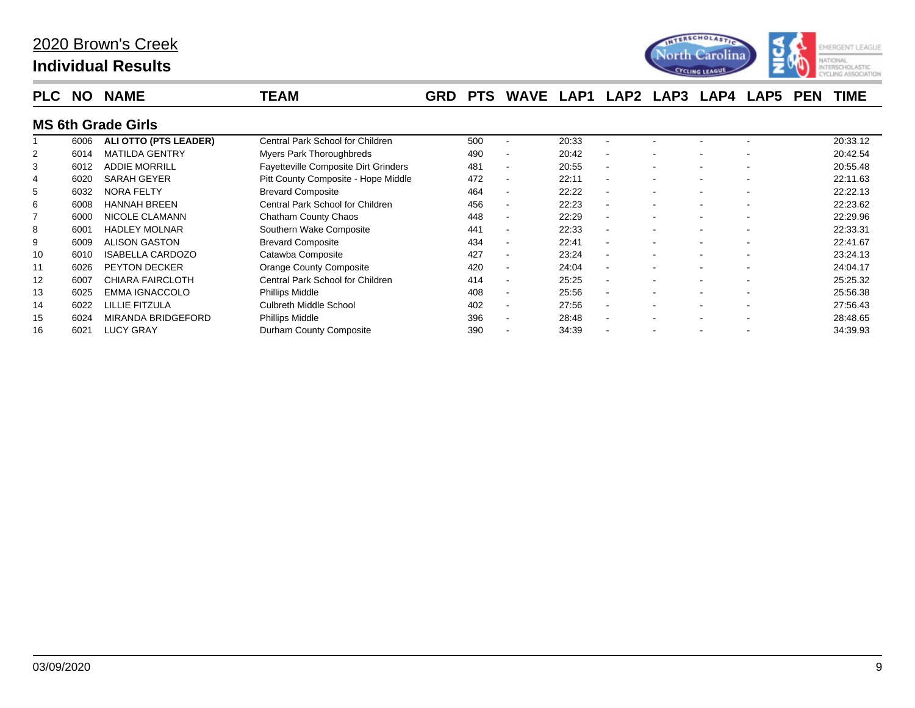# 2020 Brown's Creek

## Individual Results

### MS 6th Grade Girls

| PLC | NO | NAME | TEAM | GRD | PTS | WAVE | LAP1 | LAP2 | LAP3 | LAP4 | LAP5 | PEN | TIME |
|---|---|---|---|---|---|---|---|---|---|---|---|---|---|
| 1 | 6006 | **ALI OTTO (PTS LEADER)** | Central Park School for Children | | 500 | - | 20:33 | - | - | - | - | | 20:33.12 |
| 2 | 6014 | MATILDA GENTRY | Myers Park Thoroughbreds | | 490 | - | 20:42 | - | - | - | - | | 20:42.54 |
| 3 | 6012 | ADDIE MORRILL | Fayetteville Composite Dirt Grinders | | 481 | - | 20:55 | - | - | - | - | | 20:55.48 |
| 4 | 6020 | SARAH GEYER | Pitt County Composite - Hope Middle | | 472 | - | 22:11 | - | - | - | - | | 22:11.63 |
| 5 | 6032 | NORA FELTY | Brevard Composite | | 464 | - | 22:22 | - | - | - | - | | 22:22.13 |
| 6 | 6008 | HANNAH BREEN | Central Park School for Children | | 456 | - | 22:23 | - | - | - | - | | 22:23.62 |
| 7 | 6000 | NICOLE CLAMANN | Chatham County Chaos | | 448 | - | 22:29 | - | - | - | - | | 22:29.96 |
| 8 | 6001 | HADLEY MOLNAR | Southern Wake Composite | | 441 | - | 22:33 | - | - | - | - | | 22:33.31 |
| 9 | 6009 | ALISON GASTON | Brevard Composite | | 434 | - | 22:41 | - | - | - | - | | 22:41.67 |
| 10 | 6010 | ISABELLA CARDOZO | Catawba Composite | | 427 | - | 23:24 | - | - | - | - | | 23:24.13 |
| 11 | 6026 | PEYTON DECKER | Orange County Composite | | 420 | - | 24:04 | - | - | - | - | | 24:04.17 |
| 12 | 6007 | CHIARA FAIRCLOTH | Central Park School for Children | | 414 | - | 25:25 | - | - | - | - | | 25:25.32 |
| 13 | 6025 | EMMA IGNACCOLO | Phillips Middle | | 408 | - | 25:56 | - | - | - | - | | 25:56.38 |
| 14 | 6022 | LILLIE FITZULA | Culbreth Middle School | | 402 | - | 27:56 | - | - | - | - | | 27:56.43 |
| 15 | 6024 | MIRANDA BRIDGEFORD | Phillips Middle | | 396 | - | 28:48 | - | - | - | - | | 28:48.65 |
| 16 | 6021 | LUCY GRAY | Durham County Composite | | 390 | - | 34:39 | - | - | - | - | | 34:39.93 |

03/09/2020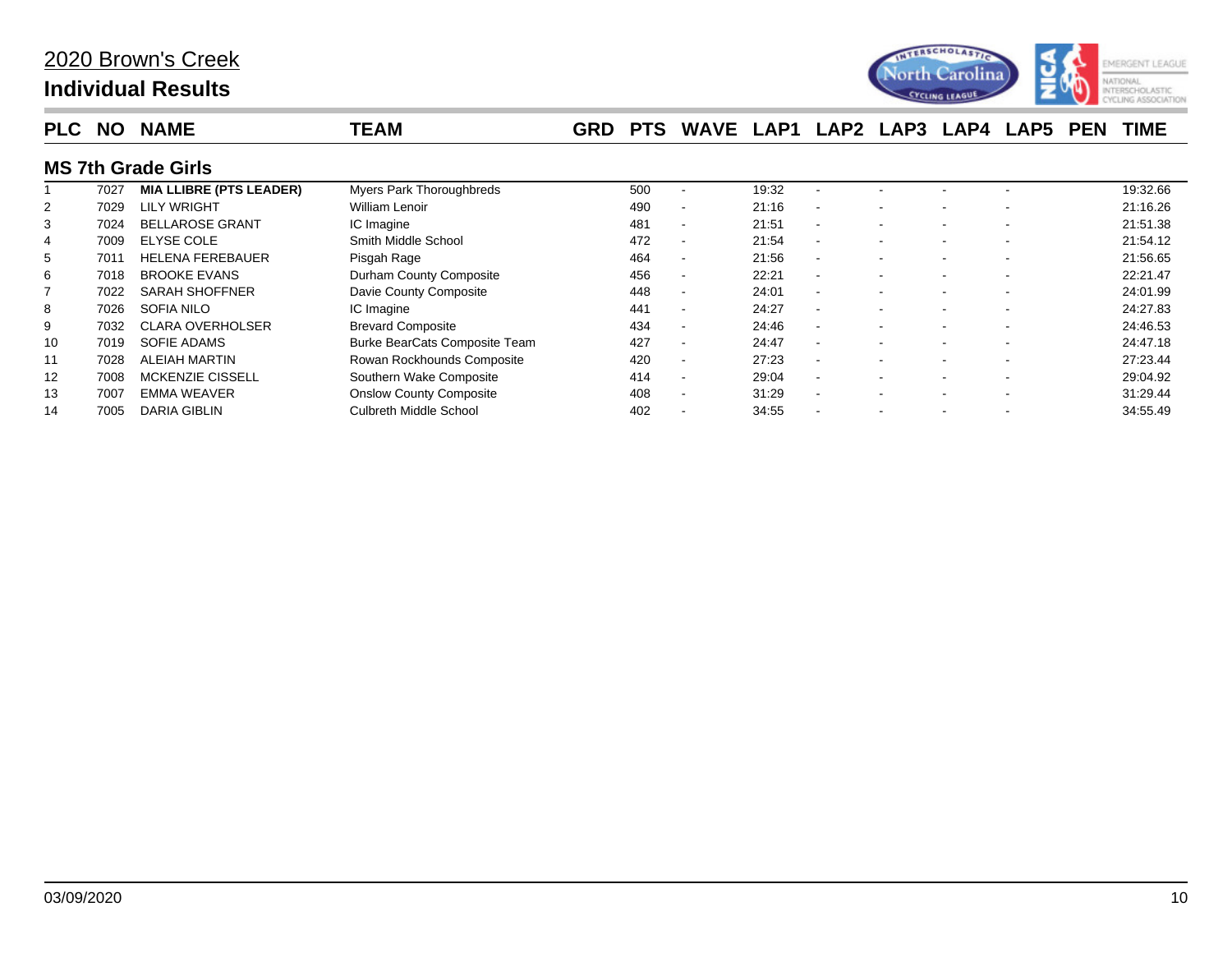# 2020 Brown's Creek

## Individual Results

### MS 7th Grade Girls

| PLC | NO | NAME | TEAM | GRD | PTS | WAVE | LAP1 | LAP2 | LAP3 | LAP4 | LAP5 | PEN | TIME |
|---|---|---|---|---|---|---|---|---|---|---|---|---|---|
| 1 | 7027 | **MIA LLIBRE (PTS LEADER)** | Myers Park Thoroughbreds | | 500 | - | 19:32 | - | - | - | - | | 19:32.66 |
| 2 | 7029 | LILY WRIGHT | William Lenoir | | 490 | - | 21:16 | - | - | - | - | | 21:16.26 |
| 3 | 7024 | BELLAROSE GRANT | IC Imagine | | 481 | - | 21:51 | - | - | - | - | | 21:51.38 |
| 4 | 7009 | ELYSE COLE | Smith Middle School | | 472 | - | 21:54 | - | - | - | - | | 21:54.12 |
| 5 | 7011 | HELENA FEREBAUER | Pisgah Rage | | 464 | - | 21:56 | - | - | - | - | | 21:56.65 |
| 6 | 7018 | BROOKE EVANS | Durham County Composite | | 456 | - | 22:21 | - | - | - | - | | 22:21.47 |
| 7 | 7022 | SARAH SHOFFNER | Davie County Composite | | 448 | - | 24:01 | - | - | - | - | | 24:01.99 |
| 8 | 7026 | SOFIA NILO | IC Imagine | | 441 | - | 24:27 | - | - | - | - | | 24:27.83 |
| 9 | 7032 | CLARA OVERHOLSER | Brevard Composite | | 434 | - | 24:46 | - | - | - | - | | 24:46.53 |
| 10 | 7019 | SOFIE ADAMS | Burke BearCats Composite Team | | 427 | - | 24:47 | - | - | - | - | | 24:47.18 |
| 11 | 7028 | ALEIAH MARTIN | Rowan Rockhounds Composite | | 420 | - | 27:23 | - | - | - | - | | 27:23.44 |
| 12 | 7008 | MCKENZIE CISSELL | Southern Wake Composite | | 414 | - | 29:04 | - | - | - | - | | 29:04.92 |
| 13 | 7007 | EMMA WEAVER | Onslow County Composite | | 408 | - | 31:29 | - | - | - | - | | 31:29.44 |
| 14 | 7005 | DARIA GIBLIN | Culbreth Middle School | | 402 | - | 34:55 | - | - | - | - | | 34:55.49 |

03/09/2020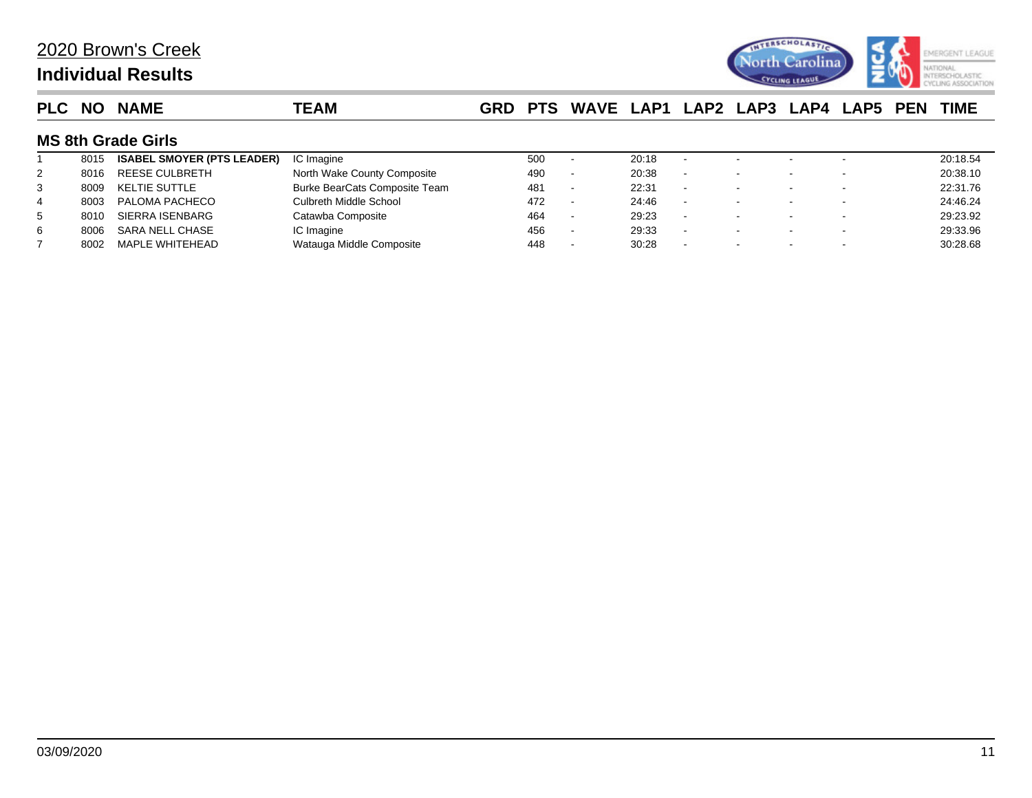# 2020 Brown's Creek

## Individual Results

### MS 8th Grade Girls

| PLC | NO | NAME | TEAM | GRD | PTS | WAVE | LAP1 | LAP2 | LAP3 | LAP4 | LAP5 | PEN | TIME |
|---|---|---|---|---|---|---|---|---|---|---|---|---|---|
| 1 | 8015 | **ISABEL SMOYER (PTS LEADER)** | IC Imagine | | 500 | - | 20:18 | - | - | - | - | | 20:18.54 |
| 2 | 8016 | REESE CULBRETH | North Wake County Composite | | 490 | - | 20:38 | - | - | - | - | | 20:38.10 |
| 3 | 8009 | KELTIE SUTTLE | Burke BearCats Composite Team | | 481 | - | 22:31 | - | - | - | - | | 22:31.76 |
| 4 | 8003 | PALOMA PACHECO | Culbreth Middle School | | 472 | - | 24:46 | - | - | - | - | | 24:46.24 |
| 5 | 8010 | SIERRA ISENBARG | Catawba Composite | | 464 | - | 29:23 | - | - | - | - | | 29:23.92 |
| 6 | 8006 | SARA NELL CHASE | IC Imagine | | 456 | - | 29:33 | - | - | - | - | | 29:33.96 |
| 7 | 8002 | MAPLE WHITEHEAD | Watauga Middle Composite | | 448 | - | 30:28 | - | - | - | - | | 30:28.68 |

03/09/2020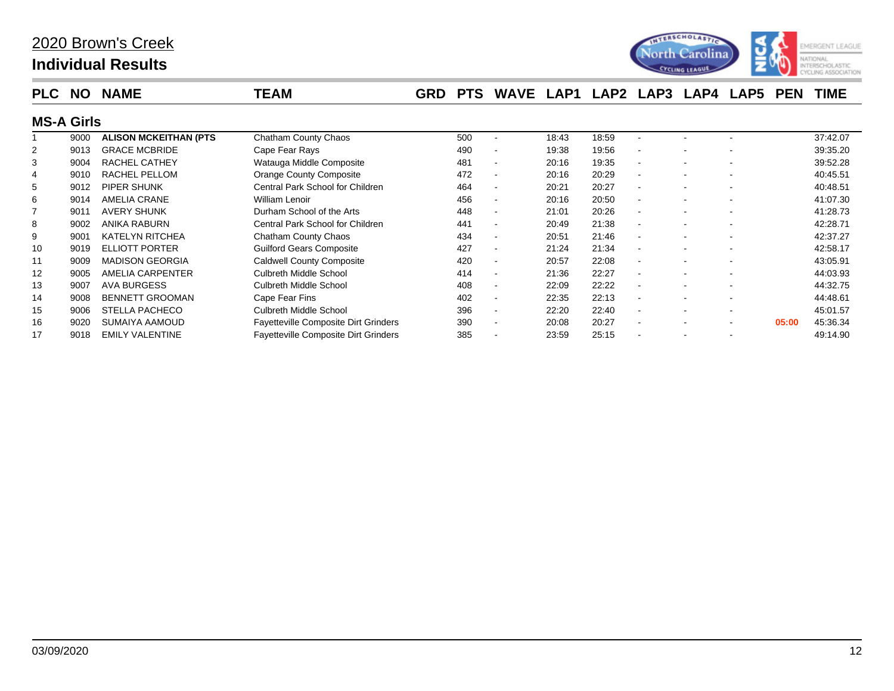# 2020 Brown's Creek

## Individual Results

### MS-A Girls

| PLC | NO | NAME | TEAM | GRD | PTS | WAVE | LAP1 | LAP2 | LAP3 | LAP4 | LAP5 | PEN | TIME |
|---|---|---|---|---|---|---|---|---|---|---|---|---|---|
| 1 | 9000 | **ALISON MCKEITHAN (PTS** | Chatham County Chaos | | 500 | - | 18:43 | 18:59 | - | - | - | | 37:42.07 |
| 2 | 9013 | GRACE MCBRIDE | Cape Fear Rays | | 490 | - | 19:38 | 19:56 | - | - | - | | 39:35.20 |
| 3 | 9004 | RACHEL CATHEY | Watauga Middle Composite | | 481 | - | 20:16 | 19:35 | - | - | - | | 39:52.28 |
| 4 | 9010 | RACHEL PELLOM | Orange County Composite | | 472 | - | 20:16 | 20:29 | - | - | - | | 40:45.51 |
| 5 | 9012 | PIPER SHUNK | Central Park School for Children | | 464 | - | 20:21 | 20:27 | - | - | - | | 40:48.51 |
| 6 | 9014 | AMELIA CRANE | William Lenoir | | 456 | - | 20:16 | 20:50 | - | - | - | | 41:07.30 |
| 7 | 9011 | AVERY SHUNK | Durham School of the Arts | | 448 | - | 21:01 | 20:26 | - | - | - | | 41:28.73 |
| 8 | 9002 | ANIKA RABURN | Central Park School for Children | | 441 | - | 20:49 | 21:38 | - | - | - | | 42:28.71 |
| 9 | 9001 | KATELYN RITCHEA | Chatham County Chaos | | 434 | - | 20:51 | 21:46 | - | - | - | | 42:37.27 |
| 10 | 9019 | ELLIOTT PORTER | Guilford Gears Composite | | 427 | - | 21:24 | 21:34 | - | - | - | | 42:58.17 |
| 11 | 9009 | MADISON GEORGIA | Caldwell County Composite | | 420 | - | 20:57 | 22:08 | - | - | - | | 43:05.91 |
| 12 | 9005 | AMELIA CARPENTER | Culbreth Middle School | | 414 | - | 21:36 | 22:27 | - | - | - | | 44:03.93 |
| 13 | 9007 | AVA BURGESS | Culbreth Middle School | | 408 | - | 22:09 | 22:22 | - | - | - | | 44:32.75 |
| 14 | 9008 | BENNETT GROOMAN | Cape Fear Fins | | 402 | - | 22:35 | 22:13 | - | - | - | | 44:48.61 |
| 15 | 9006 | STELLA PACHECO | Culbreth Middle School | | 396 | - | 22:20 | 22:40 | - | - | - | | 45:01.57 |
| 16 | 9020 | SUMAIYA AAMOUD | Fayetteville Composite Dirt Grinders | | 390 | - | 20:08 | 20:27 | - | - | - | 05:00 | 45:36.34 |
| 17 | 9018 | EMILY VALENTINE | Fayetteville Composite Dirt Grinders | | 385 | - | 23:59 | 25:15 | - | - | - | | 49:14.90 |

03/09/2020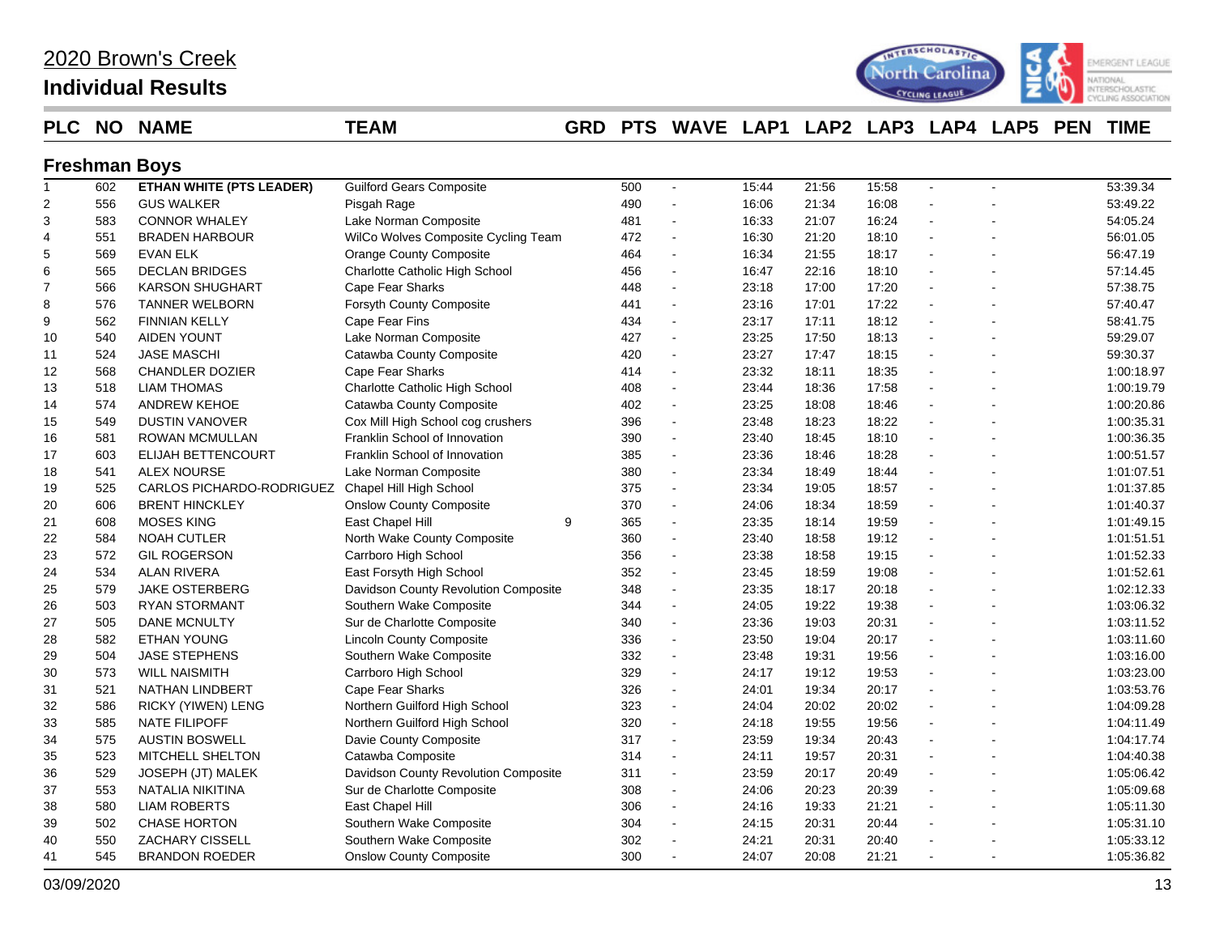# 2020 Brown's Creek

## Individual Results

### Freshman Boys

| PLC | NO | NAME | TEAM | GRD | PTS | WAVE | LAP1 | LAP2 | LAP3 | LAP4 | LAP5 | PEN | TIME |
|---|---|---|---|---|---|---|---|---|---|---|---|---|---|
| 1 | 602 | **ETHAN WHITE (PTS LEADER)** | Guilford Gears Composite | | 500 | - | 15:44 | 21:56 | 15:58 | - | - | | 53:39.34 |
| 2 | 556 | GUS WALKER | Pisgah Rage | | 490 | - | 16:06 | 21:34 | 16:08 | - | - | | 53:49.22 |
| 3 | 583 | CONNOR WHALEY | Lake Norman Composite | | 481 | - | 16:33 | 21:07 | 16:24 | - | - | | 54:05.24 |
| 4 | 551 | BRADEN HARBOUR | WilCo Wolves Composite Cycling Team | | 472 | - | 16:30 | 21:20 | 18:10 | - | - | | 56:01.05 |
| 5 | 569 | EVAN ELK | Orange County Composite | | 464 | - | 16:34 | 21:55 | 18:17 | - | - | | 56:47.19 |
| 6 | 565 | DECLAN BRIDGES | Charlotte Catholic High School | | 456 | - | 16:47 | 22:16 | 18:10 | - | - | | 57:14.45 |
| 7 | 566 | KARSON SHUGHART | Cape Fear Sharks | | 448 | - | 23:18 | 17:00 | 17:20 | - | - | | 57:38.75 |
| 8 | 576 | TANNER WELBORN | Forsyth County Composite | | 441 | - | 23:16 | 17:01 | 17:22 | - | - | | 57:40.47 |
| 9 | 562 | FINNIAN KELLY | Cape Fear Fins | | 434 | - | 23:17 | 17:11 | 18:12 | - | - | | 58:41.75 |
| 10 | 540 | AIDEN YOUNT | Lake Norman Composite | | 427 | - | 23:25 | 17:50 | 18:13 | - | - | | 59:29.07 |
| 11 | 524 | JASE MASCHI | Catawba County Composite | | 420 | - | 23:27 | 17:47 | 18:15 | - | - | | 59:30.37 |
| 12 | 568 | CHANDLER DOZIER | Cape Fear Sharks | | 414 | - | 23:32 | 18:11 | 18:35 | - | - | | 1:00:18.97 |
| 13 | 518 | LIAM THOMAS | Charlotte Catholic High School | | 408 | - | 23:44 | 18:36 | 17:58 | - | - | | 1:00:19.79 |
| 14 | 574 | ANDREW KEHOE | Catawba County Composite | | 402 | - | 23:25 | 18:08 | 18:46 | - | - | | 1:00:20.86 |
| 15 | 549 | DUSTIN VANOVER | Cox Mill High School cog crushers | | 396 | - | 23:48 | 18:23 | 18:22 | - | - | | 1:00:35.31 |
| 16 | 581 | ROWAN MCMULLAN | Franklin School of Innovation | | 390 | - | 23:40 | 18:45 | 18:10 | - | - | | 1:00:36.35 |
| 17 | 603 | ELIJAH BETTENCOURT | Franklin School of Innovation | | 385 | - | 23:36 | 18:46 | 18:28 | - | - | | 1:00:51.57 |
| 18 | 541 | ALEX NOURSE | Lake Norman Composite | | 380 | - | 23:34 | 18:49 | 18:44 | - | - | | 1:01:07.51 |
| 19 | 525 | CARLOS PICHARDO-RODRIGUEZ | Chapel Hill High School | | 375 | - | 23:34 | 19:05 | 18:57 | - | - | | 1:01:37.85 |
| 20 | 606 | BRENT HINCKLEY | Onslow County Composite | | 370 | - | 24:06 | 18:34 | 18:59 | - | - | | 1:01:40.37 |
| 21 | 608 | MOSES KING | East Chapel Hill | 9 | 365 | - | 23:35 | 18:14 | 19:59 | - | - | | 1:01:49.15 |
| 22 | 584 | NOAH CUTLER | North Wake County Composite | | 360 | - | 23:40 | 18:58 | 19:12 | - | - | | 1:01:51.51 |
| 23 | 572 | GIL ROGERSON | Carrboro High School | | 356 | - | 23:38 | 18:58 | 19:15 | - | - | | 1:01:52.33 |
| 24 | 534 | ALAN RIVERA | East Forsyth High School | | 352 | - | 23:45 | 18:59 | 19:08 | - | - | | 1:01:52.61 |
| 25 | 579 | JAKE OSTERBERG | Davidson County Revolution Composite | | 348 | - | 23:35 | 18:17 | 20:18 | - | - | | 1:02:12.33 |
| 26 | 503 | RYAN STORMANT | Southern Wake Composite | | 344 | - | 24:05 | 19:22 | 19:38 | - | - | | 1:03:06.32 |
| 27 | 505 | DANE MCNULTY | Sur de Charlotte Composite | | 340 | - | 23:36 | 19:03 | 20:31 | - | - | | 1:03:11.52 |
| 28 | 582 | ETHAN YOUNG | Lincoln County Composite | | 336 | - | 23:50 | 19:04 | 20:17 | - | - | | 1:03:11.60 |
| 29 | 504 | JASE STEPHENS | Southern Wake Composite | | 332 | - | 23:48 | 19:31 | 19:56 | - | - | | 1:03:16.00 |
| 30 | 573 | WILL NAISMITH | Carrboro High School | | 329 | - | 24:17 | 19:12 | 19:53 | - | - | | 1:03:23.00 |
| 31 | 521 | NATHAN LINDBERT | Cape Fear Sharks | | 326 | - | 24:01 | 19:34 | 20:17 | - | - | | 1:03:53.76 |
| 32 | 586 | RICKY (YIWEN) LENG | Northern Guilford High School | | 323 | - | 24:04 | 20:02 | 20:02 | - | - | | 1:04:09.28 |
| 33 | 585 | NATE FILIPOFF | Northern Guilford High School | | 320 | - | 24:18 | 19:55 | 19:56 | - | - | | 1:04:11.49 |
| 34 | 575 | AUSTIN BOSWELL | Davie County Composite | | 317 | - | 23:59 | 19:34 | 20:43 | - | - | | 1:04:17.74 |
| 35 | 523 | MITCHELL SHELTON | Catawba Composite | | 314 | - | 24:11 | 19:57 | 20:31 | - | - | | 1:04:40.38 |
| 36 | 529 | JOSEPH (JT) MALEK | Davidson County Revolution Composite | | 311 | - | 23:59 | 20:17 | 20:49 | - | - | | 1:05:06.42 |
| 37 | 553 | NATALIA NIKITINA | Sur de Charlotte Composite | | 308 | - | 24:06 | 20:23 | 20:39 | - | - | | 1:05:09.68 |
| 38 | 580 | LIAM ROBERTS | East Chapel Hill | | 306 | - | 24:16 | 19:33 | 21:21 | - | - | | 1:05:11.30 |
| 39 | 502 | CHASE HORTON | Southern Wake Composite | | 304 | - | 24:15 | 20:31 | 20:44 | - | - | | 1:05:31.10 |
| 40 | 550 | ZACHARY CISSELL | Southern Wake Composite | | 302 | - | 24:21 | 20:31 | 20:40 | - | - | | 1:05:33.12 |
| 41 | 545 | BRANDON ROEDER | Onslow County Composite | | 300 | - | 24:07 | 20:08 | 21:21 | - | - | | 1:05:36.82 |

03/09/2020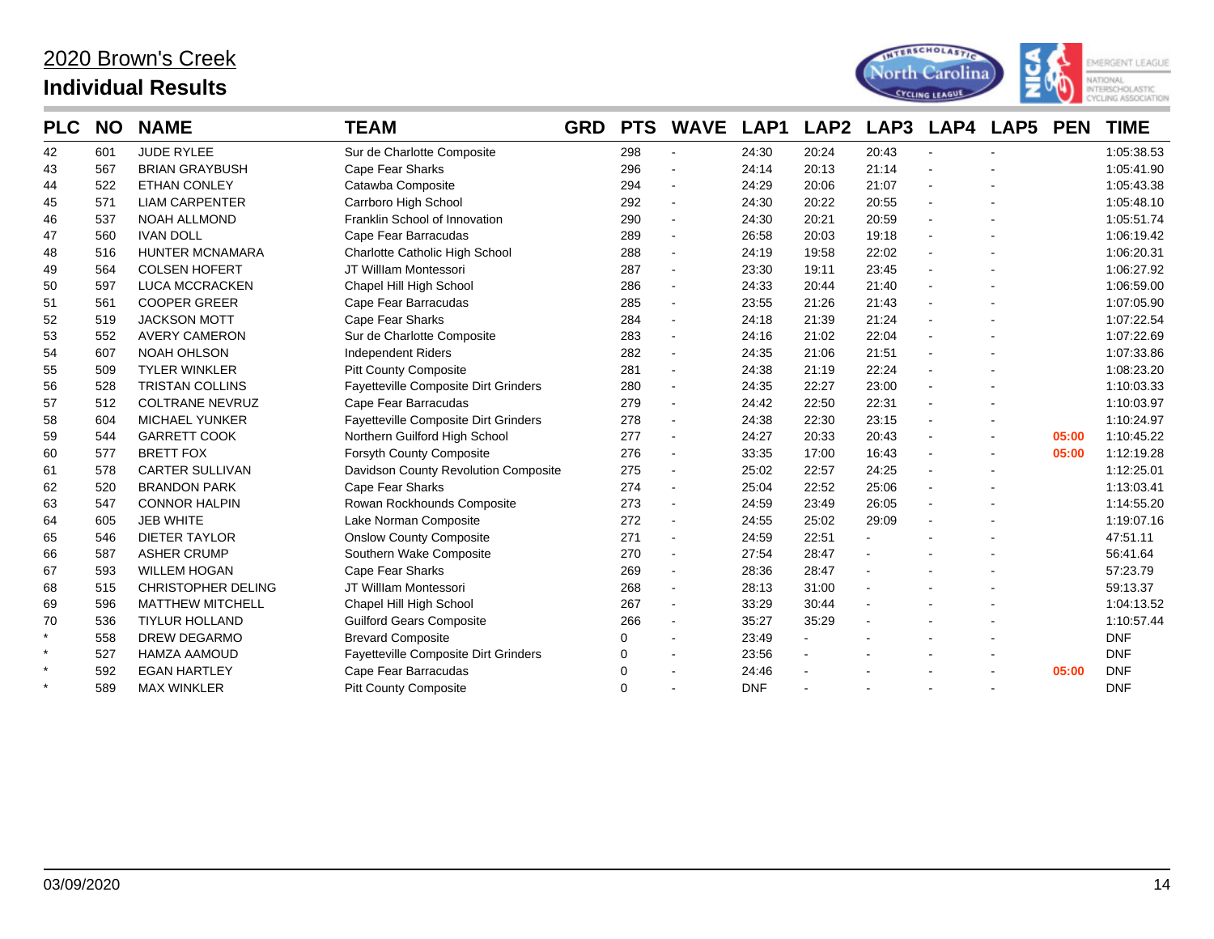# 2020 Brown's Creek

## Individual Results

| PLC | NO | NAME | TEAM | GRD | PTS | WAVE | LAP1 | LAP2 | LAP3 | LAP4 | LAP5 | PEN | TIME |
|---|---|---|---|---|---|---|---|---|---|---|---|---|---|
| 42 | 601 | JUDE RYLEE | Sur de Charlotte Composite | | 298 | - | 24:30 | 20:24 | 20:43 | - | - | | 1:05:38.53 |
| 43 | 567 | BRIAN GRAYBUSH | Cape Fear Sharks | | 296 | - | 24:14 | 20:13 | 21:14 | - | - | | 1:05:41.90 |
| 44 | 522 | ETHAN CONLEY | Catawba Composite | | 294 | - | 24:29 | 20:06 | 21:07 | - | - | | 1:05:43.38 |
| 45 | 571 | LIAM CARPENTER | Carrboro High School | | 292 | - | 24:30 | 20:22 | 20:55 | - | - | | 1:05:48.10 |
| 46 | 537 | NOAH ALLMOND | Franklin School of Innovation | | 290 | - | 24:30 | 20:21 | 20:59 | - | - | | 1:05:51.74 |
| 47 | 560 | IVAN DOLL | Cape Fear Barracudas | | 289 | - | 26:58 | 20:03 | 19:18 | - | - | | 1:06:19.42 |
| 48 | 516 | HUNTER MCNAMARA | Charlotte Catholic High School | | 288 | - | 24:19 | 19:58 | 22:02 | - | - | | 1:06:20.31 |
| 49 | 564 | COLSEN HOFERT | JT William Montessori | | 287 | - | 23:30 | 19:11 | 23:45 | - | - | | 1:06:27.92 |
| 50 | 597 | LUCA MCCRACKEN | Chapel Hill High School | | 286 | - | 24:33 | 20:44 | 21:40 | - | - | | 1:06:59.00 |
| 51 | 561 | COOPER GREER | Cape Fear Barracudas | | 285 | - | 23:55 | 21:26 | 21:43 | - | - | | 1:07:05.90 |
| 52 | 519 | JACKSON MOTT | Cape Fear Sharks | | 284 | - | 24:18 | 21:39 | 21:24 | - | - | | 1:07:22.54 |
| 53 | 552 | AVERY CAMERON | Sur de Charlotte Composite | | 283 | - | 24:16 | 21:02 | 22:04 | - | - | | 1:07:22.69 |
| 54 | 607 | NOAH OHLSON | Independent Riders | | 282 | - | 24:35 | 21:06 | 21:51 | - | - | | 1:07:33.86 |
| 55 | 509 | TYLER WINKLER | Pitt County Composite | | 281 | - | 24:38 | 21:19 | 22:24 | - | - | | 1:08:23.20 |
| 56 | 528 | TRISTAN COLLINS | Fayetteville Composite Dirt Grinders | | 280 | - | 24:35 | 22:27 | 23:00 | - | - | | 1:10:03.33 |
| 57 | 512 | COLTRANE NEVRUZ | Cape Fear Barracudas | | 279 | - | 24:42 | 22:50 | 22:31 | - | - | | 1:10:03.97 |
| 58 | 604 | MICHAEL YUNKER | Fayetteville Composite Dirt Grinders | | 278 | - | 24:38 | 22:30 | 23:15 | - | - | | 1:10:24.97 |
| 59 | 544 | GARRETT COOK | Northern Guilford High School | | 277 | - | 24:27 | 20:33 | 20:43 | - | - | 05:00 | 1:10:45.22 |
| 60 | 577 | BRETT FOX | Forsyth County Composite | | 276 | - | 33:35 | 17:00 | 16:43 | - | - | 05:00 | 1:12:19.28 |
| 61 | 578 | CARTER SULLIVAN | Davidson County Revolution Composite | | 275 | - | 25:02 | 22:57 | 24:25 | - | - | | 1:12:25.01 |
| 62 | 520 | BRANDON PARK | Cape Fear Sharks | | 274 | - | 25:04 | 22:52 | 25:06 | - | - | | 1:13:03.41 |
| 63 | 547 | CONNOR HALPIN | Rowan Rockhounds Composite | | 273 | - | 24:59 | 23:49 | 26:05 | - | - | | 1:14:55.20 |
| 64 | 605 | JEB WHITE | Lake Norman Composite | | 272 | - | 24:55 | 25:02 | 29:09 | - | - | | 1:19:07.16 |
| 65 | 546 | DIETER TAYLOR | Onslow County Composite | | 271 | - | 24:59 | 22:51 | - | - | - | | 47:51.11 |
| 66 | 587 | ASHER CRUMP | Southern Wake Composite | | 270 | - | 27:54 | 28:47 | - | - | - | | 56:41.64 |
| 67 | 593 | WILLEM HOGAN | Cape Fear Sharks | | 269 | - | 28:36 | 28:47 | - | - | - | | 57:23.79 |
| 68 | 515 | CHRISTOPHER DELING | JT William Montessori | | 268 | - | 28:13 | 31:00 | - | - | - | | 59:13.37 |
| 69 | 596 | MATTHEW MITCHELL | Chapel Hill High School | | 267 | - | 33:29 | 30:44 | - | - | - | | 1:04:13.52 |
| 70 | 536 | TIYLUR HOLLAND | Guilford Gears Composite | | 266 | - | 35:27 | 35:29 | - | - | - | | 1:10:57.44 |
| * | 558 | DREW DEGARMO | Brevard Composite | | 0 | - | 23:49 | - | - | - | - | | DNF |
| * | 527 | HAMZA AAMOUD | Fayetteville Composite Dirt Grinders | | 0 | - | 23:56 | - | - | - | - | | DNF |
| * | 592 | EGAN HARTLEY | Cape Fear Barracudas | | 0 | - | 24:46 | - | - | - | - | 05:00 | DNF |
| * | 589 | MAX WINKLER | Pitt County Composite | | 0 | - | DNF | - | - | - | - | | DNF |

03/09/2020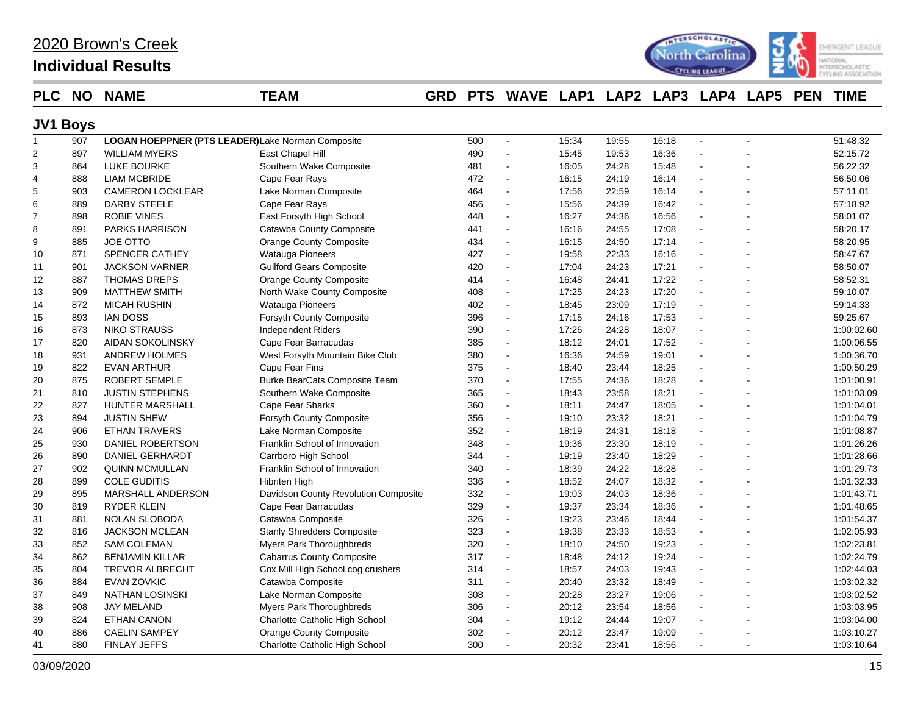# 2020 Brown's Creek

## Individual Results

### JV1 Boys

| PLC | NO | NAME | TEAM | GRD | PTS | WAVE | LAP1 | LAP2 | LAP3 | LAP4 | LAP5 | PEN | TIME |
|---|---|---|---|---|---|---|---|---|---|---|---|---|---|
| 1 | 907 | **LOGAN HOEPPNER (PTS LEADER)** | Lake Norman Composite | | 500 | - | 15:34 | 19:55 | 16:18 | - | - | | 51:48.32 |
| 2 | 897 | WILLIAM MYERS | East Chapel Hill | | 490 | - | 15:45 | 19:53 | 16:36 | - | - | | 52:15.72 |
| 3 | 864 | LUKE BOURKE | Southern Wake Composite | | 481 | - | 16:05 | 24:28 | 15:48 | - | - | | 56:22.32 |
| 4 | 888 | LIAM MCBRIDE | Cape Fear Rays | | 472 | - | 16:15 | 24:19 | 16:14 | - | - | | 56:50.06 |
| 5 | 903 | CAMERON LOCKLEAR | Lake Norman Composite | | 464 | - | 17:56 | 22:59 | 16:14 | - | - | | 57:11.01 |
| 6 | 889 | DARBY STEELE | Cape Fear Rays | | 456 | - | 15:56 | 24:39 | 16:42 | - | - | | 57:18.92 |
| 7 | 898 | ROBIE VINES | East Forsyth High School | | 448 | - | 16:27 | 24:36 | 16:56 | - | - | | 58:01.07 |
| 8 | 891 | PARKS HARRISON | Catawba County Composite | | 441 | - | 16:16 | 24:55 | 17:08 | - | - | | 58:20.17 |
| 9 | 885 | JOE OTTO | Orange County Composite | | 434 | - | 16:15 | 24:50 | 17:14 | - | - | | 58:20.95 |
| 10 | 871 | SPENCER CATHEY | Watauga Pioneers | | 427 | - | 19:58 | 22:33 | 16:16 | - | - | | 58:47.67 |
| 11 | 901 | JACKSON VARNER | Guilford Gears Composite | | 420 | - | 17:04 | 24:23 | 17:21 | - | - | | 58:50.07 |
| 12 | 887 | THOMAS DREPS | Orange County Composite | | 414 | - | 16:48 | 24:41 | 17:22 | - | - | | 58:52.31 |
| 13 | 909 | MATTHEW SMITH | North Wake County Composite | | 408 | - | 17:25 | 24:23 | 17:20 | - | - | | 59:10.07 |
| 14 | 872 | MICAH RUSHIN | Watauga Pioneers | | 402 | - | 18:45 | 23:09 | 17:19 | - | - | | 59:14.33 |
| 15 | 893 | IAN DOSS | Forsyth County Composite | | 396 | - | 17:15 | 24:16 | 17:53 | - | - | | 59:25.67 |
| 16 | 873 | NIKO STRAUSS | Independent Riders | | 390 | - | 17:26 | 24:28 | 18:07 | - | - | | 1:00:02.60 |
| 17 | 820 | AIDAN SOKOLINSKY | Cape Fear Barracudas | | 385 | - | 18:12 | 24:01 | 17:52 | - | - | | 1:00:06.55 |
| 18 | 931 | ANDREW HOLMES | West Forsyth Mountain Bike Club | | 380 | - | 16:36 | 24:59 | 19:01 | - | - | | 1:00:36.70 |
| 19 | 822 | EVAN ARTHUR | Cape Fear Fins | | 375 | - | 18:40 | 23:44 | 18:25 | - | - | | 1:00:50.29 |
| 20 | 875 | ROBERT SEMPLE | Burke BearCats Composite Team | | 370 | - | 17:55 | 24:36 | 18:28 | - | - | | 1:01:00.91 |
| 21 | 810 | JUSTIN STEPHENS | Southern Wake Composite | | 365 | - | 18:43 | 23:58 | 18:21 | - | - | | 1:01:03.09 |
| 22 | 827 | HUNTER MARSHALL | Cape Fear Sharks | | 360 | - | 18:11 | 24:47 | 18:05 | - | - | | 1:01:04.01 |
| 23 | 894 | JUSTIN SHEW | Forsyth County Composite | | 356 | - | 19:10 | 23:32 | 18:21 | - | - | | 1:01:04.79 |
| 24 | 906 | ETHAN TRAVERS | Lake Norman Composite | | 352 | - | 18:19 | 24:31 | 18:18 | - | - | | 1:01:08.87 |
| 25 | 930 | DANIEL ROBERTSON | Franklin School of Innovation | | 348 | - | 19:36 | 23:30 | 18:19 | - | - | | 1:01:26.26 |
| 26 | 890 | DANIEL GERHARDT | Carrboro High School | | 344 | - | 19:19 | 23:40 | 18:29 | - | - | | 1:01:28.66 |
| 27 | 902 | QUINN MCMULLAN | Franklin School of Innovation | | 340 | - | 18:39 | 24:22 | 18:28 | - | - | | 1:01:29.73 |
| 28 | 899 | COLE GUDITIS | Hibriten High | | 336 | - | 18:52 | 24:07 | 18:32 | - | - | | 1:01:32.33 |
| 29 | 895 | MARSHALL ANDERSON | Davidson County Revolution Composite | | 332 | - | 19:03 | 24:03 | 18:36 | - | - | | 1:01:43.71 |
| 30 | 819 | RYDER KLEIN | Cape Fear Barracudas | | 329 | - | 19:37 | 23:34 | 18:36 | - | - | | 1:01:48.65 |
| 31 | 881 | NOLAN SLOBODA | Catawba Composite | | 326 | - | 19:23 | 23:46 | 18:44 | - | - | | 1:01:54.37 |
| 32 | 816 | JACKSON MCLEAN | Stanly Shredders Composite | | 323 | - | 19:38 | 23:33 | 18:53 | - | - | | 1:02:05.93 |
| 33 | 852 | SAM COLEMAN | Myers Park Thoroughbreds | | 320 | - | 18:10 | 24:50 | 19:23 | - | - | | 1:02:23.81 |
| 34 | 862 | BENJAMIN KILLAR | Cabarrus County Composite | | 317 | - | 18:48 | 24:12 | 19:24 | - | - | | 1:02:24.79 |
| 35 | 804 | TREVOR ALBRECHT | Cox Mill High School cog crushers | | 314 | - | 18:57 | 24:03 | 19:43 | - | - | | 1:02:44.03 |
| 36 | 884 | EVAN ZOVKIC | Catawba Composite | | 311 | - | 20:40 | 23:32 | 18:49 | - | - | | 1:03:02.32 |
| 37 | 849 | NATHAN LOSINSKI | Lake Norman Composite | | 308 | - | 20:28 | 23:27 | 19:06 | - | - | | 1:03:02.52 |
| 38 | 908 | JAY MELAND | Myers Park Thoroughbreds | | 306 | - | 20:12 | 23:54 | 18:56 | - | - | | 1:03:03.95 |
| 39 | 824 | ETHAN CANON | Charlotte Catholic High School | | 304 | - | 19:12 | 24:44 | 19:07 | - | - | | 1:03:04.00 |
| 40 | 886 | CAELIN SAMPEY | Orange County Composite | | 302 | - | 20:12 | 23:47 | 19:09 | - | - | | 1:03:10.27 |
| 41 | 880 | FINLAY JEFFS | Charlotte Catholic High School | | 300 | - | 20:32 | 23:41 | 18:56 | - | - | | 1:03:10.64 |

03/09/2020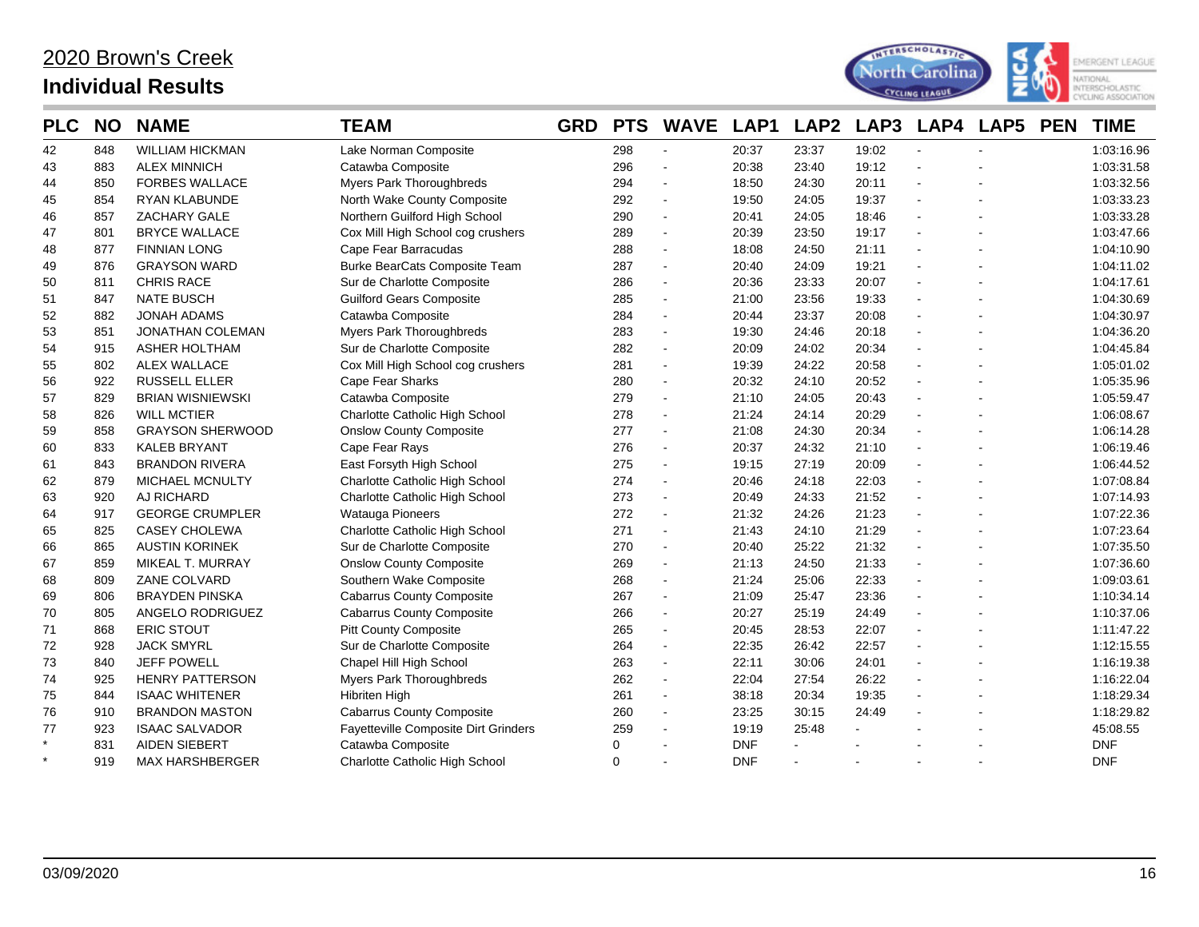# 2020 Brown's Creek

## Individual Results

| PLC | NO | NAME | TEAM | GRD | PTS | WAVE | LAP1 | LAP2 | LAP3 | LAP4 | LAP5 | PEN | TIME |
|---|---|---|---|---|---|---|---|---|---|---|---|---|---|
| 42 | 848 | WILLIAM HICKMAN | Lake Norman Composite | | 298 | - | 20:37 | 23:37 | 19:02 | - | - | | 1:03:16.96 |
| 43 | 883 | ALEX MINNICH | Catawba Composite | | 296 | - | 20:38 | 23:40 | 19:12 | - | - | | 1:03:31.58 |
| 44 | 850 | FORBES WALLACE | Myers Park Thoroughbreds | | 294 | - | 18:50 | 24:30 | 20:11 | - | - | | 1:03:32.56 |
| 45 | 854 | RYAN KLABUNDE | North Wake County Composite | | 292 | - | 19:50 | 24:05 | 19:37 | - | - | | 1:03:33.23 |
| 46 | 857 | ZACHARY GALE | Northern Guilford High School | | 290 | - | 20:41 | 24:05 | 18:46 | - | - | | 1:03:33.28 |
| 47 | 801 | BRYCE WALLACE | Cox Mill High School cog crushers | | 289 | - | 20:39 | 23:50 | 19:17 | - | - | | 1:03:47.66 |
| 48 | 877 | FINNIAN LONG | Cape Fear Barracudas | | 288 | - | 18:08 | 24:50 | 21:11 | - | - | | 1:04:10.90 |
| 49 | 876 | GRAYSON WARD | Burke BearCats Composite Team | | 287 | - | 20:40 | 24:09 | 19:21 | - | - | | 1:04:11.02 |
| 50 | 811 | CHRIS RACE | Sur de Charlotte Composite | | 286 | - | 20:36 | 23:33 | 20:07 | - | - | | 1:04:17.61 |
| 51 | 847 | NATE BUSCH | Guilford Gears Composite | | 285 | - | 21:00 | 23:56 | 19:33 | - | - | | 1:04:30.69 |
| 52 | 882 | JONAH ADAMS | Catawba Composite | | 284 | - | 20:44 | 23:37 | 20:08 | - | - | | 1:04:30.97 |
| 53 | 851 | JONATHAN COLEMAN | Myers Park Thoroughbreds | | 283 | - | 19:30 | 24:46 | 20:18 | - | - | | 1:04:36.20 |
| 54 | 915 | ASHER HOLTHAM | Sur de Charlotte Composite | | 282 | - | 20:09 | 24:02 | 20:34 | - | - | | 1:04:45.84 |
| 55 | 802 | ALEX WALLACE | Cox Mill High School cog crushers | | 281 | - | 19:39 | 24:22 | 20:58 | - | - | | 1:05:01.02 |
| 56 | 922 | RUSSELL ELLER | Cape Fear Sharks | | 280 | - | 20:32 | 24:10 | 20:52 | - | - | | 1:05:35.96 |
| 57 | 829 | BRIAN WISNIEWSKI | Catawba Composite | | 279 | - | 21:10 | 24:05 | 20:43 | - | - | | 1:05:59.47 |
| 58 | 826 | WILL MCTIER | Charlotte Catholic High School | | 278 | - | 21:24 | 24:14 | 20:29 | - | - | | 1:06:08.67 |
| 59 | 858 | GRAYSON SHERWOOD | Onslow County Composite | | 277 | - | 21:08 | 24:30 | 20:34 | - | - | | 1:06:14.28 |
| 60 | 833 | KALEB BRYANT | Cape Fear Rays | | 276 | - | 20:37 | 24:32 | 21:10 | - | - | | 1:06:19.46 |
| 61 | 843 | BRANDON RIVERA | East Forsyth High School | | 275 | - | 19:15 | 27:19 | 20:09 | - | - | | 1:06:44.52 |
| 62 | 879 | MICHAEL MCNULTY | Charlotte Catholic High School | | 274 | - | 20:46 | 24:18 | 22:03 | - | - | | 1:07:08.84 |
| 63 | 920 | AJ RICHARD | Charlotte Catholic High School | | 273 | - | 20:49 | 24:33 | 21:52 | - | - | | 1:07:14.93 |
| 64 | 917 | GEORGE CRUMPLER | Watauga Pioneers | | 272 | - | 21:32 | 24:26 | 21:23 | - | - | | 1:07:22.36 |
| 65 | 825 | CASEY CHOLEWA | Charlotte Catholic High School | | 271 | - | 21:43 | 24:10 | 21:29 | - | - | | 1:07:23.64 |
| 66 | 865 | AUSTIN KORINEK | Sur de Charlotte Composite | | 270 | - | 20:40 | 25:22 | 21:32 | - | - | | 1:07:35.50 |
| 67 | 859 | MIKEAL T. MURRAY | Onslow County Composite | | 269 | - | 21:13 | 24:50 | 21:33 | - | - | | 1:07:36.60 |
| 68 | 809 | ZANE COLVARD | Southern Wake Composite | | 268 | - | 21:24 | 25:06 | 22:33 | - | - | | 1:09:03.61 |
| 69 | 806 | BRAYDEN PINSKA | Cabarrus County Composite | | 267 | - | 21:09 | 25:47 | 23:36 | - | - | | 1:10:34.14 |
| 70 | 805 | ANGELO RODRIGUEZ | Cabarrus County Composite | | 266 | - | 20:27 | 25:19 | 24:49 | - | - | | 1:10:37.06 |
| 71 | 868 | ERIC STOUT | Pitt County Composite | | 265 | - | 20:45 | 28:53 | 22:07 | - | - | | 1:11:47.22 |
| 72 | 928 | JACK SMYRL | Sur de Charlotte Composite | | 264 | - | 22:35 | 26:42 | 22:57 | - | - | | 1:12:15.55 |
| 73 | 840 | JEFF POWELL | Chapel Hill High School | | 263 | - | 22:11 | 30:06 | 24:01 | - | - | | 1:16:19.38 |
| 74 | 925 | HENRY PATTERSON | Myers Park Thoroughbreds | | 262 | - | 22:04 | 27:54 | 26:22 | - | - | | 1:16:22.04 |
| 75 | 844 | ISAAC WHITENER | Hibriten High | | 261 | - | 38:18 | 20:34 | 19:35 | - | - | | 1:18:29.34 |
| 76 | 910 | BRANDON MASTON | Cabarrus County Composite | | 260 | - | 23:25 | 30:15 | 24:49 | - | - | | 1:18:29.82 |
| 77 | 923 | ISAAC SALVADOR | Fayetteville Composite Dirt Grinders | | 259 | - | 19:19 | 25:48 | - | - | - | | 45:08.55 |
| * | 831 | AIDEN SIEBERT | Catawba Composite | | 0 | - | DNF | - | - | - | - | | DNF |
| * | 919 | MAX HARSHBERGER | Charlotte Catholic High School | | 0 | - | DNF | - | - | - | - | | DNF |

03/09/2020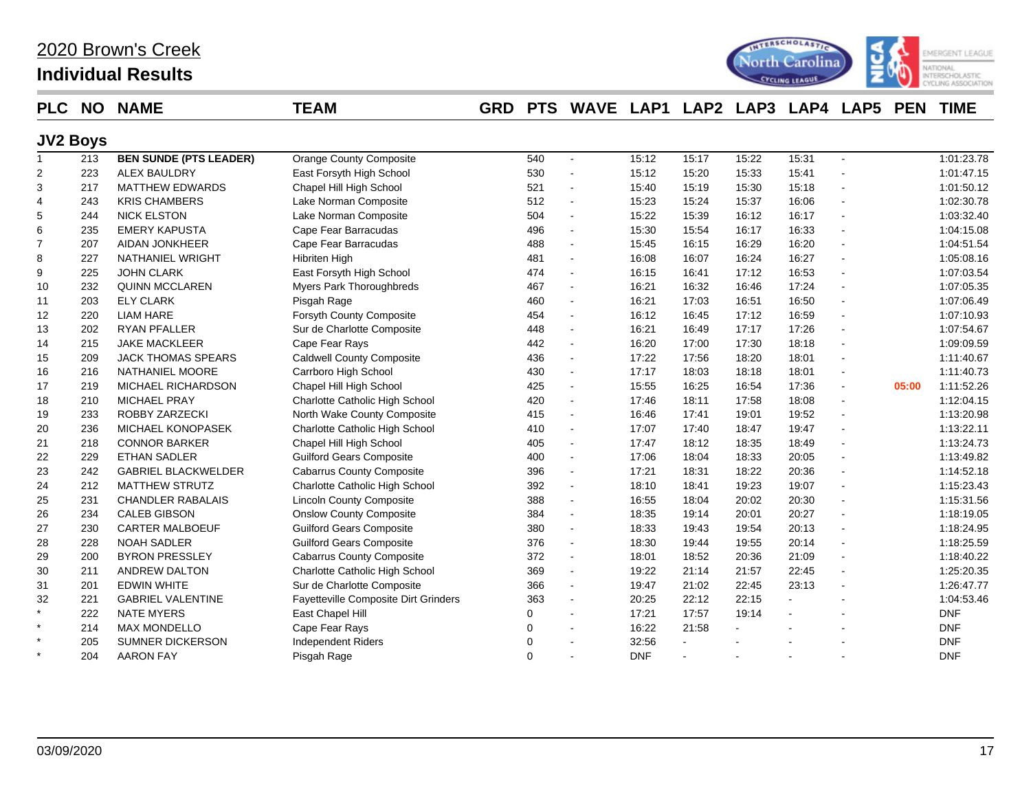# 2020 Brown's Creek

## Individual Results

### JV2 Boys

| PLC | NO | NAME | TEAM | GRD | PTS | WAVE | LAP1 | LAP2 | LAP3 | LAP4 | LAP5 | PEN | TIME |
|---|---|---|---|---|---|---|---|---|---|---|---|---|---|
| 1 | 213 | **BEN SUNDE (PTS LEADER)** | Orange County Composite | | 540 | - | 15:12 | 15:17 | 15:22 | 15:31 | - | | 1:01:23.78 |
| 2 | 223 | ALEX BAULDRY | East Forsyth High School | | 530 | - | 15:12 | 15:20 | 15:33 | 15:41 | - | | 1:01:47.15 |
| 3 | 217 | MATTHEW EDWARDS | Chapel Hill High School | | 521 | - | 15:40 | 15:19 | 15:30 | 15:18 | - | | 1:01:50.12 |
| 4 | 243 | KRIS CHAMBERS | Lake Norman Composite | | 512 | - | 15:23 | 15:24 | 15:37 | 16:06 | - | | 1:02:30.78 |
| 5 | 244 | NICK ELSTON | Lake Norman Composite | | 504 | - | 15:22 | 15:39 | 16:12 | 16:17 | - | | 1:03:32.40 |
| 6 | 235 | EMERY KAPUSTA | Cape Fear Barracudas | | 496 | - | 15:30 | 15:54 | 16:17 | 16:33 | - | | 1:04:15.08 |
| 7 | 207 | AIDAN JONKHEER | Cape Fear Barracudas | | 488 | - | 15:45 | 16:15 | 16:29 | 16:20 | - | | 1:04:51.54 |
| 8 | 227 | NATHANIEL WRIGHT | Hibriten High | | 481 | - | 16:08 | 16:07 | 16:24 | 16:27 | - | | 1:05:08.16 |
| 9 | 225 | JOHN CLARK | East Forsyth High School | | 474 | - | 16:15 | 16:41 | 17:12 | 16:53 | - | | 1:07:03.54 |
| 10 | 232 | QUINN MCCLAREN | Myers Park Thoroughbreds | | 467 | - | 16:21 | 16:32 | 16:46 | 17:24 | - | | 1:07:05.35 |
| 11 | 203 | ELY CLARK | Pisgah Rage | | 460 | - | 16:21 | 17:03 | 16:51 | 16:50 | - | | 1:07:06.49 |
| 12 | 220 | LIAM HARE | Forsyth County Composite | | 454 | - | 16:12 | 16:45 | 17:12 | 16:59 | - | | 1:07:10.93 |
| 13 | 202 | RYAN PFALLER | Sur de Charlotte Composite | | 448 | - | 16:21 | 16:49 | 17:17 | 17:26 | - | | 1:07:54.67 |
| 14 | 215 | JAKE MACKLEER | Cape Fear Rays | | 442 | - | 16:20 | 17:00 | 17:30 | 18:18 | - | | 1:09:09.59 |
| 15 | 209 | JACK THOMAS SPEARS | Caldwell County Composite | | 436 | - | 17:22 | 17:56 | 18:20 | 18:01 | - | | 1:11:40.67 |
| 16 | 216 | NATHANIEL MOORE | Carrboro High School | | 430 | - | 17:17 | 18:03 | 18:18 | 18:01 | - | | 1:11:40.73 |
| 17 | 219 | MICHAEL RICHARDSON | Chapel Hill High School | | 425 | - | 15:55 | 16:25 | 16:54 | 17:36 | - | 05:00 | 1:11:52.26 |
| 18 | 210 | MICHAEL PRAY | Charlotte Catholic High School | | 420 | - | 17:46 | 18:11 | 17:58 | 18:08 | - | | 1:12:04.15 |
| 19 | 233 | ROBBY ZARZECKI | North Wake County Composite | | 415 | - | 16:46 | 17:41 | 19:01 | 19:52 | - | | 1:13:20.98 |
| 20 | 236 | MICHAEL KONOPASEK | Charlotte Catholic High School | | 410 | - | 17:07 | 17:40 | 18:47 | 19:47 | - | | 1:13:22.11 |
| 21 | 218 | CONNOR BARKER | Chapel Hill High School | | 405 | - | 17:47 | 18:12 | 18:35 | 18:49 | - | | 1:13:24.73 |
| 22 | 229 | ETHAN SADLER | Guilford Gears Composite | | 400 | - | 17:06 | 18:04 | 18:33 | 20:05 | - | | 1:13:49.82 |
| 23 | 242 | GABRIEL BLACKWELDER | Cabarrus County Composite | | 396 | - | 17:21 | 18:31 | 18:22 | 20:36 | - | | 1:14:52.18 |
| 24 | 212 | MATTHEW STRUTZ | Charlotte Catholic High School | | 392 | - | 18:10 | 18:41 | 19:23 | 19:07 | - | | 1:15:23.43 |
| 25 | 231 | CHANDLER RABALAIS | Lincoln County Composite | | 388 | - | 16:55 | 18:04 | 20:02 | 20:30 | - | | 1:15:31.56 |
| 26 | 234 | CALEB GIBSON | Onslow County Composite | | 384 | - | 18:35 | 19:14 | 20:01 | 20:27 | - | | 1:18:19.05 |
| 27 | 230 | CARTER MALBOEUF | Guilford Gears Composite | | 380 | - | 18:33 | 19:43 | 19:54 | 20:13 | - | | 1:18:24.95 |
| 28 | 228 | NOAH SADLER | Guilford Gears Composite | | 376 | - | 18:30 | 19:44 | 19:55 | 20:14 | - | | 1:18:25.59 |
| 29 | 200 | BYRON PRESSLEY | Cabarrus County Composite | | 372 | - | 18:01 | 18:52 | 20:36 | 21:09 | - | | 1:18:40.22 |
| 30 | 211 | ANDREW DALTON | Charlotte Catholic High School | | 369 | - | 19:22 | 21:14 | 21:57 | 22:45 | - | | 1:25:20.35 |
| 31 | 201 | EDWIN WHITE | Sur de Charlotte Composite | | 366 | - | 19:47 | 21:02 | 22:45 | 23:13 | - | | 1:26:47.77 |
| 32 | 221 | GABRIEL VALENTINE | Fayetteville Composite Dirt Grinders | | 363 | - | 20:25 | 22:12 | 22:15 | - | - | | 1:04:53.46 |
| * | 222 | NATE MYERS | East Chapel Hill | | 0 | - | 17:21 | 17:57 | 19:14 | - | - | | DNF |
| * | 214 | MAX MONDELLO | Cape Fear Rays | | 0 | - | 16:22 | 21:58 | - | - | - | | DNF |
| * | 205 | SUMNER DICKERSON | Independent Riders | | 0 | - | 32:56 | - | - | - | - | | DNF |
| * | 204 | AARON FAY | Pisgah Rage | | 0 | - | DNF | - | - | - | - | | DNF |

03/09/2020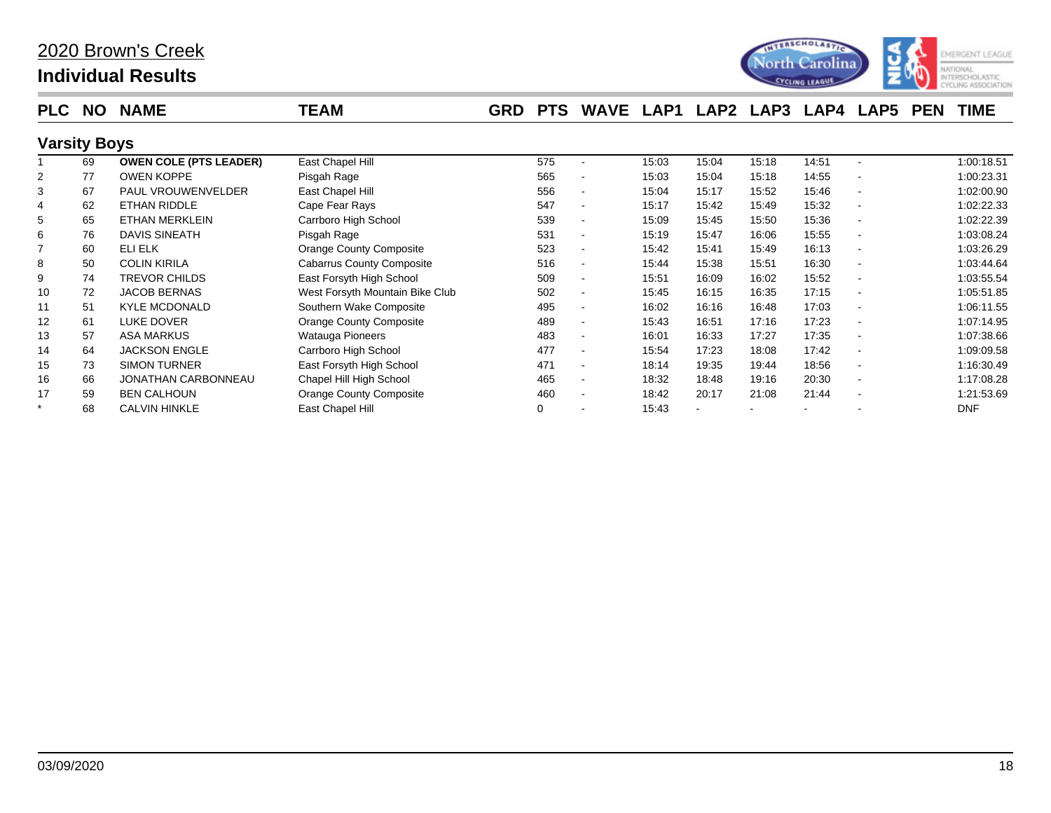# 2020 Brown's Creek

## Individual Results

### Varsity Boys

| PLC | NO | NAME | TEAM | GRD | PTS | WAVE | LAP1 | LAP2 | LAP3 | LAP4 | LAP5 | PEN | TIME |
|---|---|---|---|---|---|---|---|---|---|---|---|---|---|
| 1 | 69 | **OWEN COLE (PTS LEADER)** | East Chapel Hill | | 575 | - | 15:03 | 15:04 | 15:18 | 14:51 | - | | 1:00:18.51 |
| 2 | 77 | OWEN KOPPE | Pisgah Rage | | 565 | - | 15:03 | 15:04 | 15:18 | 14:55 | - | | 1:00:23.31 |
| 3 | 67 | PAUL VROUWENVELDER | East Chapel Hill | | 556 | - | 15:04 | 15:17 | 15:52 | 15:46 | - | | 1:02:00.90 |
| 4 | 62 | ETHAN RIDDLE | Cape Fear Rays | | 547 | - | 15:17 | 15:42 | 15:49 | 15:32 | - | | 1:02:22.33 |
| 5 | 65 | ETHAN MERKLEIN | Carrboro High School | | 539 | - | 15:09 | 15:45 | 15:50 | 15:36 | - | | 1:02:22.39 |
| 6 | 76 | DAVIS SINEATH | Pisgah Rage | | 531 | - | 15:19 | 15:47 | 16:06 | 15:55 | - | | 1:03:08.24 |
| 7 | 60 | ELI ELK | Orange County Composite | | 523 | - | 15:42 | 15:41 | 15:49 | 16:13 | - | | 1:03:26.29 |
| 8 | 50 | COLIN KIRILA | Cabarrus County Composite | | 516 | - | 15:44 | 15:38 | 15:51 | 16:30 | - | | 1:03:44.64 |
| 9 | 74 | TREVOR CHILDS | East Forsyth High School | | 509 | - | 15:51 | 16:09 | 16:02 | 15:52 | - | | 1:03:55.54 |
| 10 | 72 | JACOB BERNAS | West Forsyth Mountain Bike Club | | 502 | - | 15:45 | 16:15 | 16:35 | 17:15 | - | | 1:05:51.85 |
| 11 | 51 | KYLE MCDONALD | Southern Wake Composite | | 495 | - | 16:02 | 16:16 | 16:48 | 17:03 | - | | 1:06:11.55 |
| 12 | 61 | LUKE DOVER | Orange County Composite | | 489 | - | 15:43 | 16:51 | 17:16 | 17:23 | - | | 1:07:14.95 |
| 13 | 57 | ASA MARKUS | Watauga Pioneers | | 483 | - | 16:01 | 16:33 | 17:27 | 17:35 | - | | 1:07:38.66 |
| 14 | 64 | JACKSON ENGLE | Carrboro High School | | 477 | - | 15:54 | 17:23 | 18:08 | 17:42 | - | | 1:09:09.58 |
| 15 | 73 | SIMON TURNER | East Forsyth High School | | 471 | - | 18:14 | 19:35 | 19:44 | 18:56 | - | | 1:16:30.49 |
| 16 | 66 | JONATHAN CARBONNEAU | Chapel Hill High School | | 465 | - | 18:32 | 18:48 | 19:16 | 20:30 | - | | 1:17:08.28 |
| 17 | 59 | BEN CALHOUN | Orange County Composite | | 460 | - | 18:42 | 20:17 | 21:08 | 21:44 | - | | 1:21:53.69 |
| * | 68 | CALVIN HINKLE | East Chapel Hill | | 0 | - | 15:43 | - | - | - | - | | DNF |

03/09/2020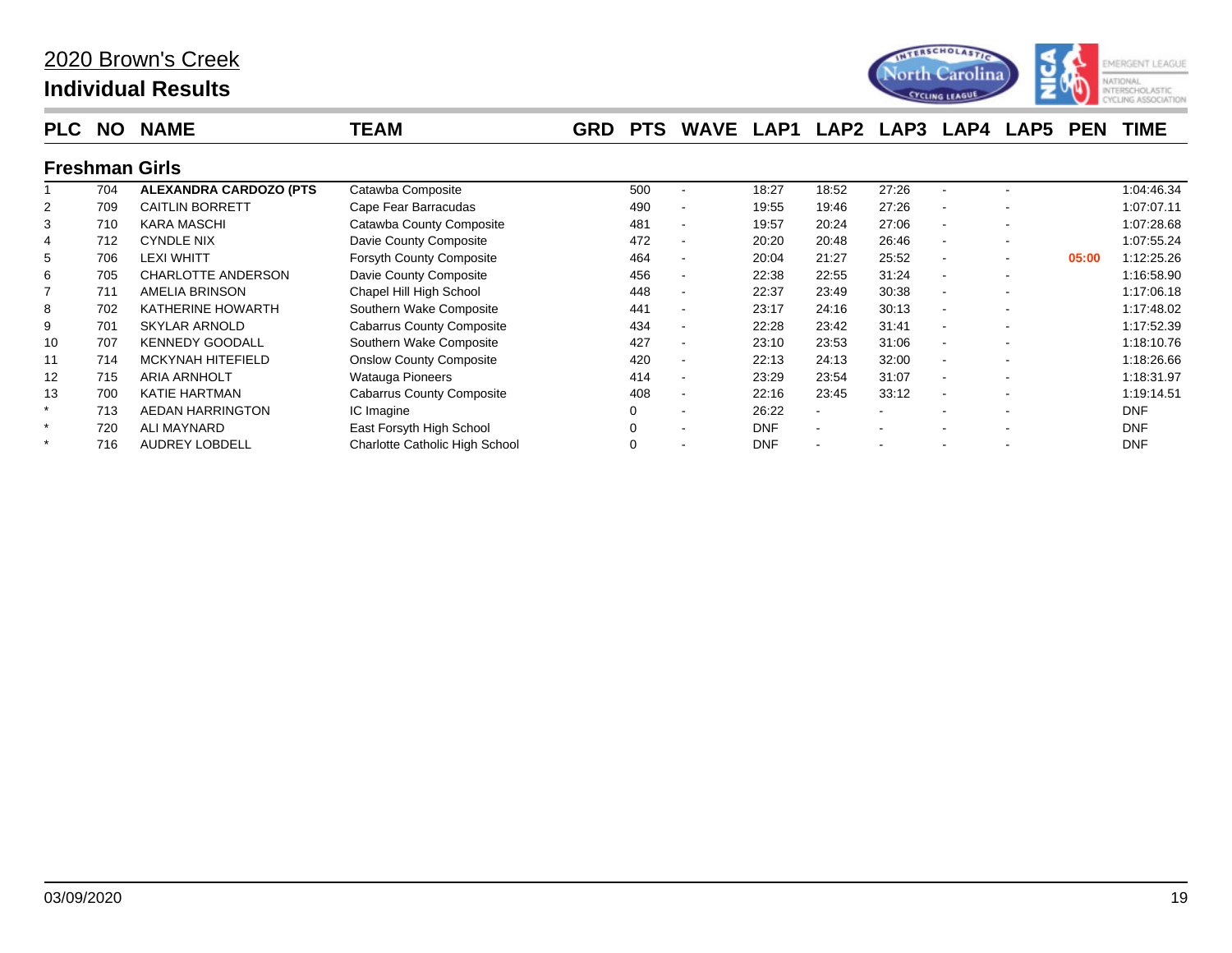# 2020 Brown's Creek

## Individual Results

### Freshman Girls

| PLC | NO | NAME | TEAM | GRD | PTS | WAVE | LAP1 | LAP2 | LAP3 | LAP4 | LAP5 | PEN | TIME |
|---|---|---|---|---|---|---|---|---|---|---|---|---|---|
| 1 | 704 | **ALEXANDRA CARDOZO (PTS** | Catawba Composite | | 500 | - | 18:27 | 18:52 | 27:26 | - | - | | 1:04:46.34 |
| 2 | 709 | CAITLIN BORRETT | Cape Fear Barracudas | | 490 | - | 19:55 | 19:46 | 27:26 | - | - | | 1:07:07.11 |
| 3 | 710 | KARA MASCHI | Catawba County Composite | | 481 | - | 19:57 | 20:24 | 27:06 | - | - | | 1:07:28.68 |
| 4 | 712 | CYNDLE NIX | Davie County Composite | | 472 | - | 20:20 | 20:48 | 26:46 | - | - | | 1:07:55.24 |
| 5 | 706 | LEXI WHITT | Forsyth County Composite | | 464 | - | 20:04 | 21:27 | 25:52 | - | - | 05:00 | 1:12:25.26 |
| 6 | 705 | CHARLOTTE ANDERSON | Davie County Composite | | 456 | - | 22:38 | 22:55 | 31:24 | - | - | | 1:16:58.90 |
| 7 | 711 | AMELIA BRINSON | Chapel Hill High School | | 448 | - | 22:37 | 23:49 | 30:38 | - | - | | 1:17:06.18 |
| 8 | 702 | KATHERINE HOWARTH | Southern Wake Composite | | 441 | - | 23:17 | 24:16 | 30:13 | - | - | | 1:17:48.02 |
| 9 | 701 | SKYLAR ARNOLD | Cabarrus County Composite | | 434 | - | 22:28 | 23:42 | 31:41 | - | - | | 1:17:52.39 |
| 10 | 707 | KENNEDY GOODALL | Southern Wake Composite | | 427 | - | 23:10 | 23:53 | 31:06 | - | - | | 1:18:10.76 |
| 11 | 714 | MCKYNAH HITEFIELD | Onslow County Composite | | 420 | - | 22:13 | 24:13 | 32:00 | - | - | | 1:18:26.66 |
| 12 | 715 | ARIA ARNHOLT | Watauga Pioneers | | 414 | - | 23:29 | 23:54 | 31:07 | - | - | | 1:18:31.97 |
| 13 | 700 | KATIE HARTMAN | Cabarrus County Composite | | 408 | - | 22:16 | 23:45 | 33:12 | - | - | | 1:19:14.51 |
| * | 713 | AEDAN HARRINGTON | IC Imagine | | 0 | - | 26:22 | - | - | - | - | | DNF |
| * | 720 | ALI MAYNARD | East Forsyth High School | | 0 | - | DNF | - | - | - | - | | DNF |
| * | 716 | AUDREY LOBDELL | Charlotte Catholic High School | | 0 | - | DNF | - | - | - | - | | DNF |

03/09/2020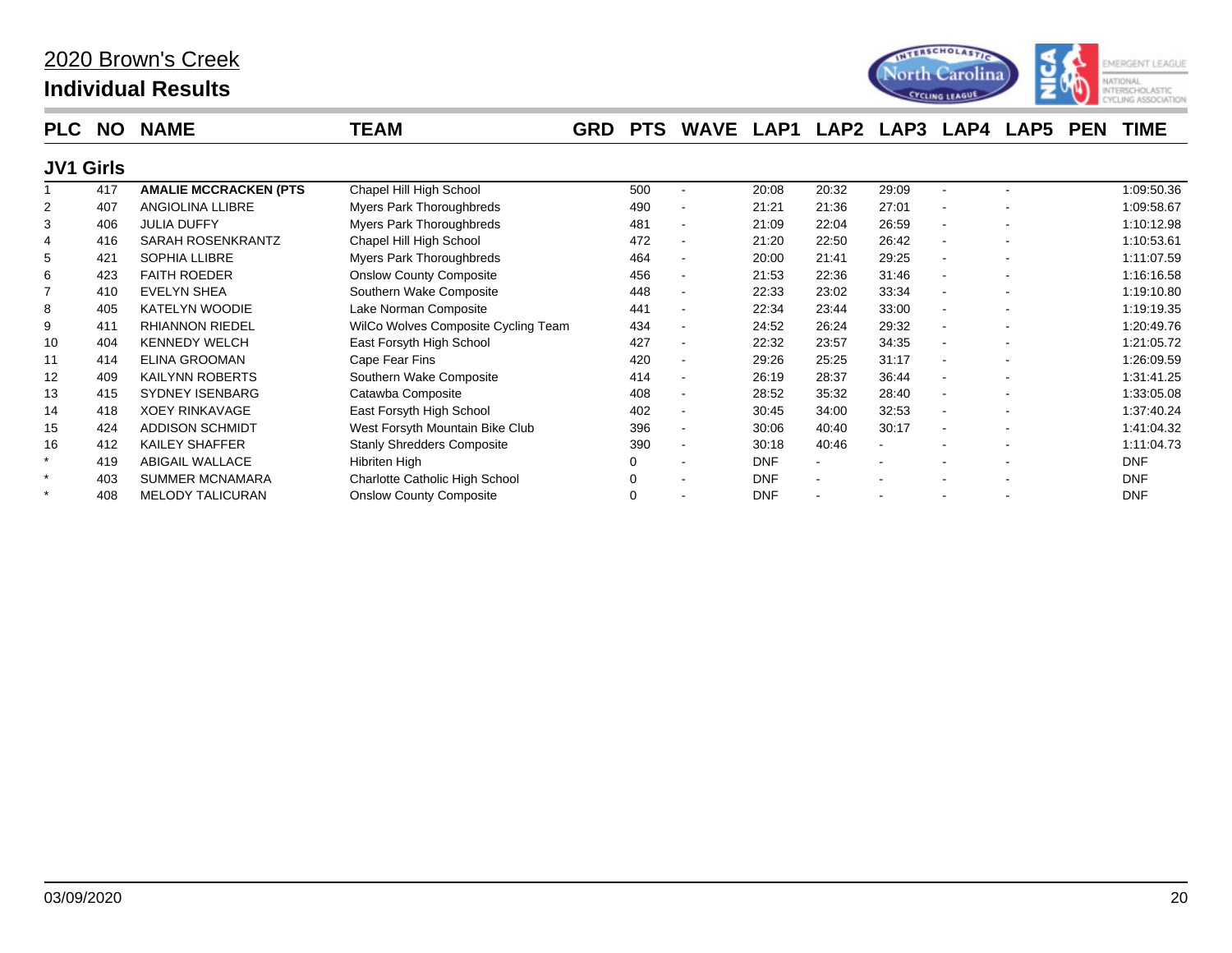# 2020 Brown's Creek

## Individual Results

### JV1 Girls

| PLC | NO | NAME | TEAM | GRD | PTS | WAVE | LAP1 | LAP2 | LAP3 | LAP4 | LAP5 | PEN | TIME |
|---|---|---|---|---|---|---|---|---|---|---|---|---|---|
| 1 | 417 | **AMALIE MCCRACKEN (PTS** | Chapel Hill High School | | 500 | - | 20:08 | 20:32 | 29:09 | - | - | | 1:09:50.36 |
| 2 | 407 | ANGIOLINA LLIBRE | Myers Park Thoroughbreds | | 490 | - | 21:21 | 21:36 | 27:01 | - | - | | 1:09:58.67 |
| 3 | 406 | JULIA DUFFY | Myers Park Thoroughbreds | | 481 | - | 21:09 | 22:04 | 26:59 | - | - | | 1:10:12.98 |
| 4 | 416 | SARAH ROSENKRANTZ | Chapel Hill High School | | 472 | - | 21:20 | 22:50 | 26:42 | - | - | | 1:10:53.61 |
| 5 | 421 | SOPHIA LLIBRE | Myers Park Thoroughbreds | | 464 | - | 20:00 | 21:41 | 29:25 | - | - | | 1:11:07.59 |
| 6 | 423 | FAITH ROEDER | Onslow County Composite | | 456 | - | 21:53 | 22:36 | 31:46 | - | - | | 1:16:16.58 |
| 7 | 410 | EVELYN SHEA | Southern Wake Composite | | 448 | - | 22:33 | 23:02 | 33:34 | - | - | | 1:19:10.80 |
| 8 | 405 | KATELYN WOODIE | Lake Norman Composite | | 441 | - | 22:34 | 23:44 | 33:00 | - | - | | 1:19:19.35 |
| 9 | 411 | RHIANNON RIEDEL | WilCo Wolves Composite Cycling Team | | 434 | - | 24:52 | 26:24 | 29:32 | - | - | | 1:20:49.76 |
| 10 | 404 | KENNEDY WELCH | East Forsyth High School | | 427 | - | 22:32 | 23:57 | 34:35 | - | - | | 1:21:05.72 |
| 11 | 414 | ELINA GROOMAN | Cape Fear Fins | | 420 | - | 29:26 | 25:25 | 31:17 | - | - | | 1:26:09.59 |
| 12 | 409 | KAILYNN ROBERTS | Southern Wake Composite | | 414 | - | 26:19 | 28:37 | 36:44 | - | - | | 1:31:41.25 |
| 13 | 415 | SYDNEY ISENBARG | Catawba Composite | | 408 | - | 28:52 | 35:32 | 28:40 | - | - | | 1:33:05.08 |
| 14 | 418 | XOEY RINKAVAGE | East Forsyth High School | | 402 | - | 30:45 | 34:00 | 32:53 | - | - | | 1:37:40.24 |
| 15 | 424 | ADDISON SCHMIDT | West Forsyth Mountain Bike Club | | 396 | - | 30:06 | 40:40 | 30:17 | - | - | | 1:41:04.32 |
| 16 | 412 | KAILEY SHAFFER | Stanly Shredders Composite | | 390 | - | 30:18 | 40:46 | - | - | - | | 1:11:04.73 |
| * | 419 | ABIGAIL WALLACE | Hibriten High | | 0 | - | DNF | - | - | - | - | | DNF |
| * | 403 | SUMMER MCNAMARA | Charlotte Catholic High School | | 0 | - | DNF | - | - | - | - | | DNF |
| * | 408 | MELODY TALICURAN | Onslow County Composite | | 0 | - | DNF | - | - | - | - | | DNF |

03/09/2020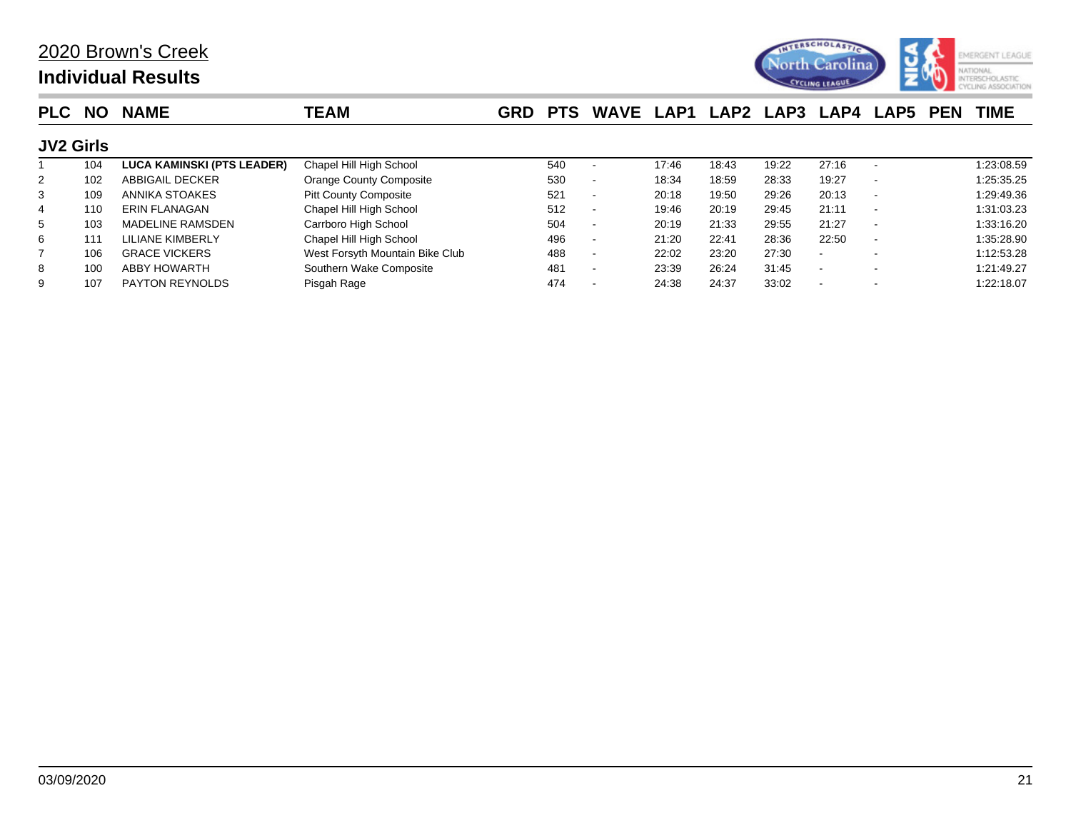# 2020 Brown's Creek

## Individual Results

### JV2 Girls

| PLC | NO | NAME | TEAM | GRD | PTS | WAVE | LAP1 | LAP2 | LAP3 | LAP4 | LAP5 | PEN | TIME |
|---|---|---|---|---|---|---|---|---|---|---|---|---|---|
| 1 | 104 | **LUCA KAMINSKI (PTS LEADER)** | Chapel Hill High School | | 540 | - | 17:46 | 18:43 | 19:22 | 27:16 | - | | 1:23:08.59 |
| 2 | 102 | ABBIGAIL DECKER | Orange County Composite | | 530 | - | 18:34 | 18:59 | 28:33 | 19:27 | - | | 1:25:35.25 |
| 3 | 109 | ANNIKA STOAKES | Pitt County Composite | | 521 | - | 20:18 | 19:50 | 29:26 | 20:13 | - | | 1:29:49.36 |
| 4 | 110 | ERIN FLANAGAN | Chapel Hill High School | | 512 | - | 19:46 | 20:19 | 29:45 | 21:11 | - | | 1:31:03.23 |
| 5 | 103 | MADELINE RAMSDEN | Carrboro High School | | 504 | - | 20:19 | 21:33 | 29:55 | 21:27 | - | | 1:33:16.20 |
| 6 | 111 | LILIANE KIMBERLY | Chapel Hill High School | | 496 | - | 21:20 | 22:41 | 28:36 | 22:50 | - | | 1:35:28.90 |
| 7 | 106 | GRACE VICKERS | West Forsyth Mountain Bike Club | | 488 | - | 22:02 | 23:20 | 27:30 | - | - | | 1:12:53.28 |
| 8 | 100 | ABBY HOWARTH | Southern Wake Composite | | 481 | - | 23:39 | 26:24 | 31:45 | - | - | | 1:21:49.27 |
| 9 | 107 | PAYTON REYNOLDS | Pisgah Rage | | 474 | - | 24:38 | 24:37 | 33:02 | - | - | | 1:22:18.07 |

03/09/2020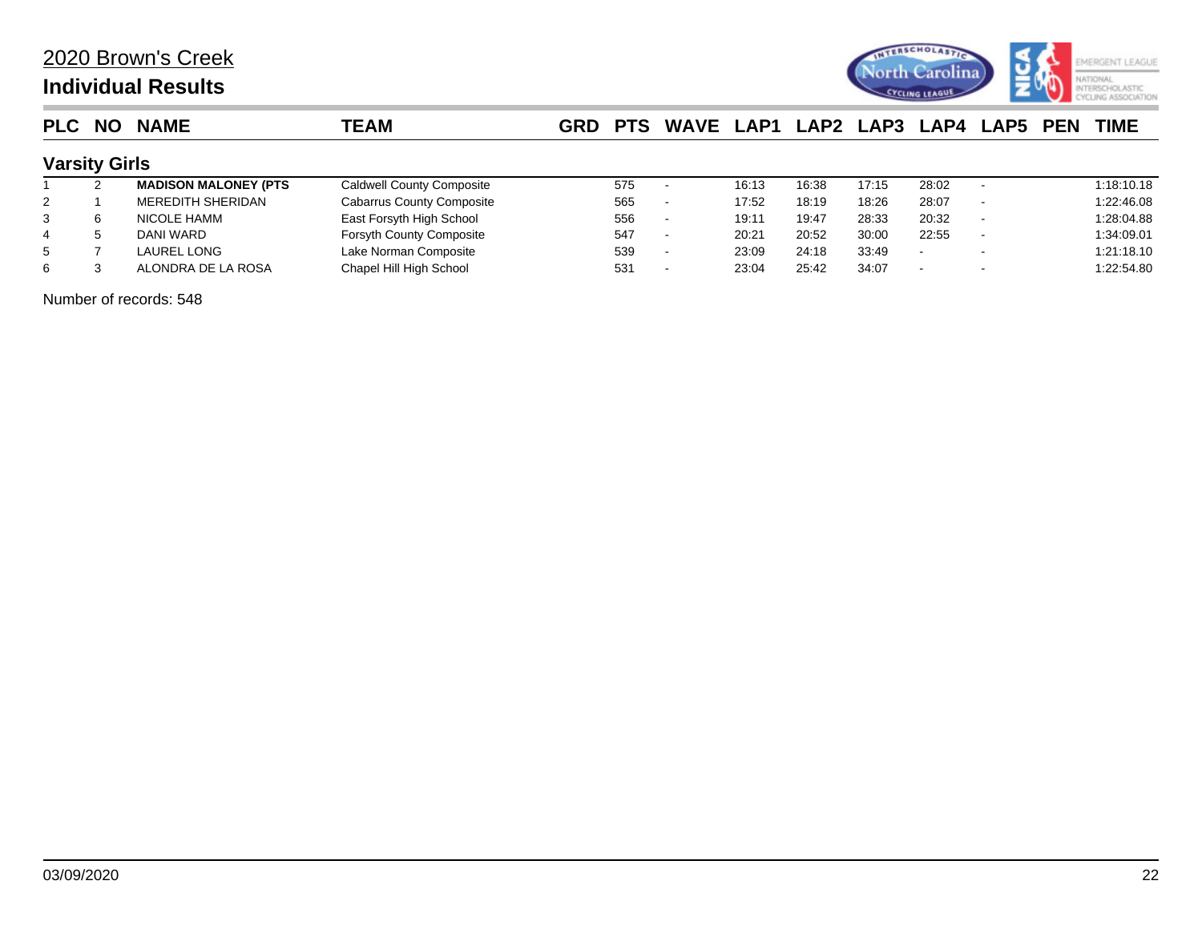# 2020 Brown's Creek

## Individual Results

### Varsity Girls

| PLC | NO | NAME | TEAM | GRD | PTS | WAVE | LAP1 | LAP2 | LAP3 | LAP4 | LAP5 | PEN | TIME |
|---|---|---|---|---|---|---|---|---|---|---|---|---|---|
| 1 | 2 | **MADISON MALONEY (PTS** | Caldwell County Composite | | 575 | - | 16:13 | 16:38 | 17:15 | 28:02 | - | | 1:18:10.18 |
| 2 | 1 | MEREDITH SHERIDAN | Cabarrus County Composite | | 565 | - | 17:52 | 18:19 | 18:26 | 28:07 | - | | 1:22:46.08 |
| 3 | 6 | NICOLE HAMM | East Forsyth High School | | 556 | - | 19:11 | 19:47 | 28:33 | 20:32 | - | | 1:28:04.88 |
| 4 | 5 | DANI WARD | Forsyth County Composite | | 547 | - | 20:21 | 20:52 | 30:00 | 22:55 | - | | 1:34:09.01 |
| 5 | 7 | LAUREL LONG | Lake Norman Composite | | 539 | - | 23:09 | 24:18 | 33:49 | - | - | | 1:21:18.10 |
| 6 | 3 | ALONDRA DE LA ROSA | Chapel Hill High School | | 531 | - | 23:04 | 25:42 | 34:07 | - | - | | 1:22:54.80 |

Number of records: 548

03/09/2020